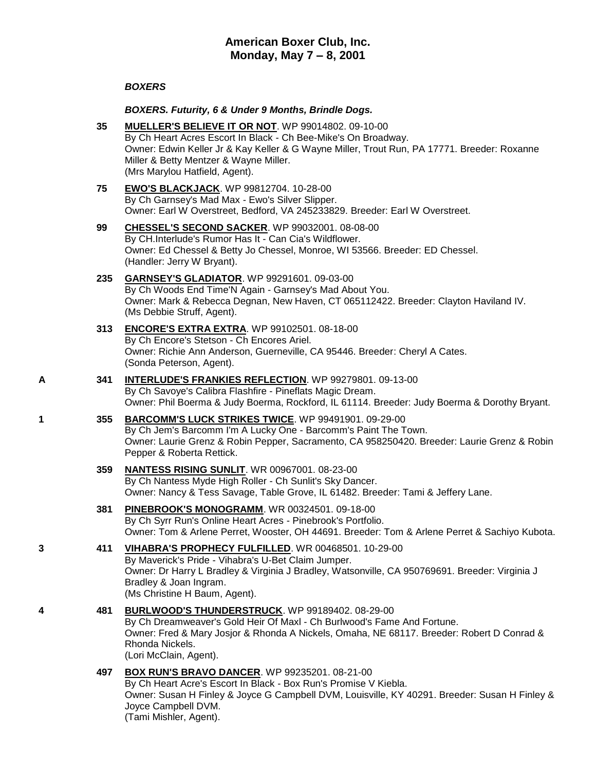# American Boxer Club, Inc.
## Monday, May 7 – 8, 2001

***BOXERS***

***BOXERS. Futurity, 6 & Under 9 Months, Brindle Dogs.***

**35** **MUELLER'S BELIEVE IT OR NOT**. WP 99014802. 09-10-00
By Ch Heart Acres Escort In Black - Ch Bee-Mike's On Broadway.
Owner: Edwin Keller Jr & Kay Keller & G Wayne Miller, Trout Run, PA 17771. Breeder: Roxanne Miller & Betty Mentzer & Wayne Miller.
(Mrs Marylou Hatfield, Agent).

**75** **EWO'S BLACKJACK**. WP 99812704. 10-28-00
By Ch Garnsey's Mad Max - Ewo's Silver Slipper.
Owner: Earl W Overstreet, Bedford, VA 245233829. Breeder: Earl W Overstreet.

**99** **CHESSEL'S SECOND SACKER**. WP 99032001. 08-08-00
By CH.Interlude's Rumor Has It - Can Cia's Wildflower.
Owner: Ed Chessel & Betty Jo Chessel, Monroe, WI 53566. Breeder: ED Chessel.
(Handler: Jerry W Bryant).

**235** **GARNSEY'S GLADIATOR**. WP 99291601. 09-03-00
By Ch Woods End Time'N Again - Garnsey's Mad About You.
Owner: Mark & Rebecca Degnan, New Haven, CT 065112422. Breeder: Clayton Haviland IV.
(Ms Debbie Struff, Agent).

**313** **ENCORE'S EXTRA EXTRA**. WP 99102501. 08-18-00
By Ch Encore's Stetson - Ch Encores Ariel.
Owner: Richie Ann Anderson, Guerneville, CA 95446. Breeder: Cheryl A Cates.
(Sonda Peterson, Agent).

**A** **341** **INTERLUDE'S FRANKIES REFLECTION**. WP 99279801. 09-13-00
By Ch Savoye's Calibra Flashfire - Pineflats Magic Dream.
Owner: Phil Boerma & Judy Boerma, Rockford, IL 61114. Breeder: Judy Boerma & Dorothy Bryant.

**1** **355** **BARCOMM'S LUCK STRIKES TWICE**. WP 99491901. 09-29-00
By Ch Jem's Barcomm I'm A Lucky One - Barcomm's Paint The Town.
Owner: Laurie Grenz & Robin Pepper, Sacramento, CA 958250420. Breeder: Laurie Grenz & Robin Pepper & Roberta Rettick.

**359** **NANTESS RISING SUNLIT**. WR 00967001. 08-23-00
By Ch Nantess Myde High Roller - Ch Sunlit's Sky Dancer.
Owner: Nancy & Tess Savage, Table Grove, IL 61482. Breeder: Tami & Jeffery Lane.

**381** **PINEBROOK'S MONOGRAMM**. WR 00324501. 09-18-00
By Ch Syrr Run's Online Heart Acres - Pinebrook's Portfolio.
Owner: Tom & Arlene Perret, Wooster, OH 44691. Breeder: Tom & Arlene Perret & Sachiyo Kubota.

**3** **411** **VIHABRA'S PROPHECY FULFILLED**. WR 00468501. 10-29-00
By Maverick's Pride - Vihabra's U-Bet Claim Jumper.
Owner: Dr Harry L Bradley & Virginia J Bradley, Watsonville, CA 950769691. Breeder: Virginia J Bradley & Joan Ingram.
(Ms Christine H Baum, Agent).

**4** **481** **BURLWOOD'S THUNDERSTRUCK**. WP 99189402. 08-29-00
By Ch Dreamweaver's Gold Heir Of Maxl - Ch Burlwood's Fame And Fortune.
Owner: Fred & Mary Josjor & Rhonda A Nickels, Omaha, NE 68117. Breeder: Robert D Conrad & Rhonda Nickels.
(Lori McClain, Agent).

**497** **BOX RUN'S BRAVO DANCER**. WP 99235201. 08-21-00
By Ch Heart Acre's Escort In Black - Box Run's Promise V Kiebla.
Owner: Susan H Finley & Joyce G Campbell DVM, Louisville, KY 40291. Breeder: Susan H Finley & Joyce Campbell DVM.
(Tami Mishler, Agent).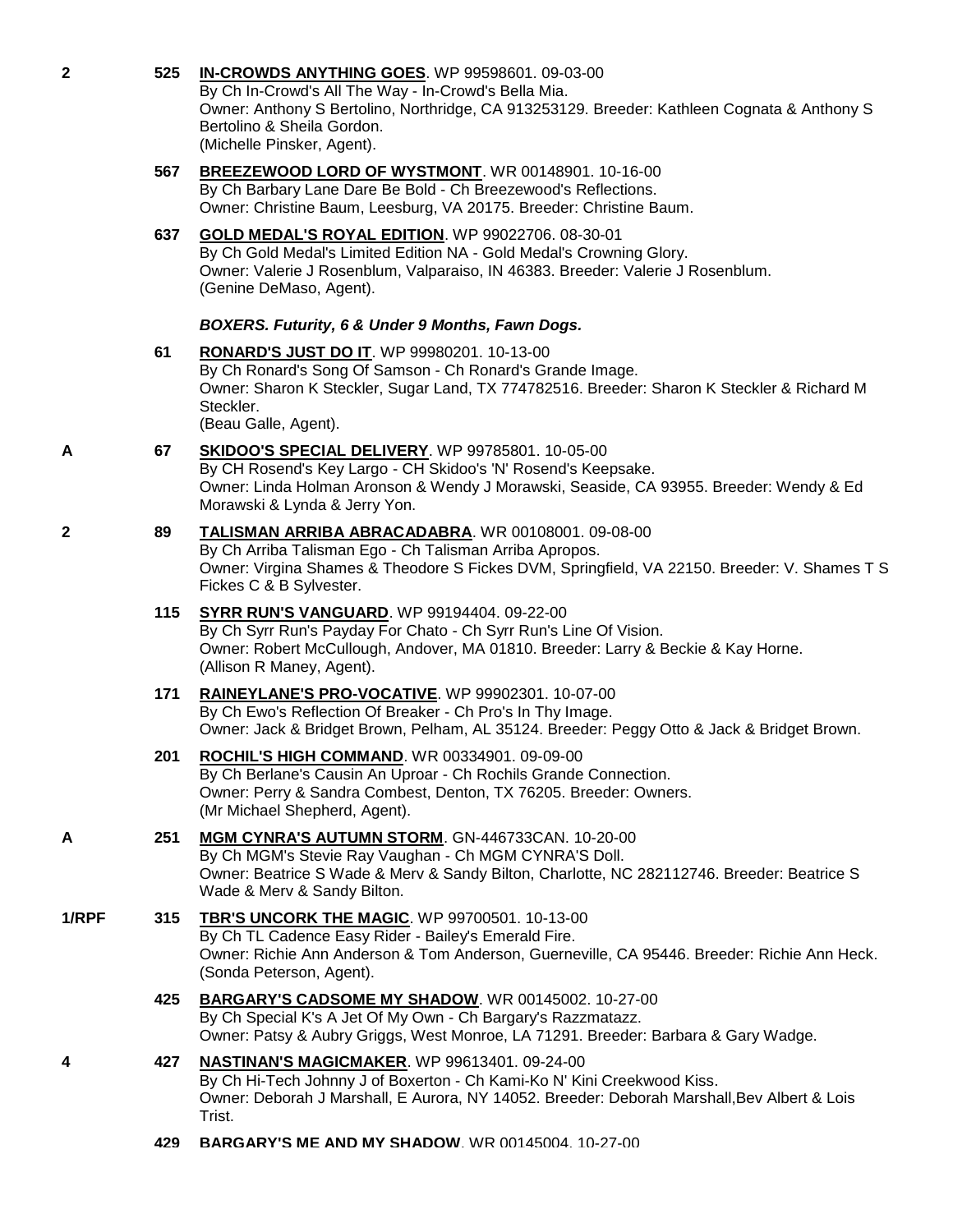2 **525** **IN-CROWDS ANYTHING GOES**. WP 99598601. 09-03-00
By Ch In-Crowd's All The Way - In-Crowd's Bella Mia.
Owner: Anthony S Bertolino, Northridge, CA 913253129. Breeder: Kathleen Cognata & Anthony S Bertolino & Sheila Gordon.
(Michelle Pinsker, Agent).

**567** **BREEZEWOOD LORD OF WYSTMONT**. WR 00148901. 10-16-00
By Ch Barbary Lane Dare Be Bold - Ch Breezewood's Reflections.
Owner: Christine Baum, Leesburg, VA 20175. Breeder: Christine Baum.

**637** **GOLD MEDAL'S ROYAL EDITION**. WP 99022706. 08-30-01
By Ch Gold Medal's Limited Edition NA - Gold Medal's Crowning Glory.
Owner: Valerie J Rosenblum, Valparaiso, IN 46383. Breeder: Valerie J Rosenblum.
(Genine DeMaso, Agent).

***BOXERS. Futurity, 6 & Under 9 Months, Fawn Dogs.***

**61** **RONARD'S JUST DO IT**. WP 99980201. 10-13-00
By Ch Ronard's Song Of Samson - Ch Ronard's Grande Image.
Owner: Sharon K Steckler, Sugar Land, TX 774782516. Breeder: Sharon K Steckler & Richard M Steckler.
(Beau Galle, Agent).

A **67** **SKIDOO'S SPECIAL DELIVERY**. WP 99785801. 10-05-00
By CH Rosend's Key Largo - CH Skidoo's 'N' Rosend's Keepsake.
Owner: Linda Holman Aronson & Wendy J Morawski, Seaside, CA 93955. Breeder: Wendy & Ed Morawski & Lynda & Jerry Yon.

2 **89** **TALISMAN ARRIBA ABRACADABRA**. WR 00108001. 09-08-00
By Ch Arriba Talisman Ego - Ch Talisman Arriba Apropos.
Owner: Virgina Shames & Theodore S Fickes DVM, Springfield, VA 22150. Breeder: V. Shames T S Fickes C & B Sylvester.

**115** **SYRR RUN'S VANGUARD**. WP 99194404. 09-22-00
By Ch Syrr Run's Payday For Chato - Ch Syrr Run's Line Of Vision.
Owner: Robert McCullough, Andover, MA 01810. Breeder: Larry & Beckie & Kay Horne.
(Allison R Maney, Agent).

**171** **RAINEYLANE'S PRO-VOCATIVE**. WP 99902301. 10-07-00
By Ch Ewo's Reflection Of Breaker - Ch Pro's In Thy Image.
Owner: Jack & Bridget Brown, Pelham, AL 35124. Breeder: Peggy Otto & Jack & Bridget Brown.

**201** **ROCHIL'S HIGH COMMAND**. WR 00334901. 09-09-00
By Ch Berlane's Causin An Uproar - Ch Rochils Grande Connection.
Owner: Perry & Sandra Combest, Denton, TX 76205. Breeder: Owners.
(Mr Michael Shepherd, Agent).

A **251** **MGM CYNRA'S AUTUMN STORM**. GN-446733CAN. 10-20-00
By Ch MGM's Stevie Ray Vaughan - Ch MGM CYNRA'S Doll.
Owner: Beatrice S Wade & Merv & Sandy Bilton, Charlotte, NC 282112746. Breeder: Beatrice S Wade & Merv & Sandy Bilton.

1/RPF **315** **TBR'S UNCORK THE MAGIC**. WP 99700501. 10-13-00
By Ch TL Cadence Easy Rider - Bailey's Emerald Fire.
Owner: Richie Ann Anderson & Tom Anderson, Guerneville, CA 95446. Breeder: Richie Ann Heck.
(Sonda Peterson, Agent).

**425** **BARGARY'S CADSOME MY SHADOW**. WR 00145002. 10-27-00
By Ch Special K's A Jet Of My Own - Ch Bargary's Razzmatazz.
Owner: Patsy & Aubry Griggs, West Monroe, LA 71291. Breeder: Barbara & Gary Wadge.

4 **427** **NASTINAN'S MAGICMAKER**. WP 99613401. 09-24-00
By Ch Hi-Tech Johnny J of Boxerton - Ch Kami-Ko N' Kini Creekwood Kiss.
Owner: Deborah J Marshall, E Aurora, NY 14052. Breeder: Deborah Marshall,Bev Albert & Lois Trist.

**429** **BARGARY'S ME AND MY SHADOW**. WR 00145004. 10-27-00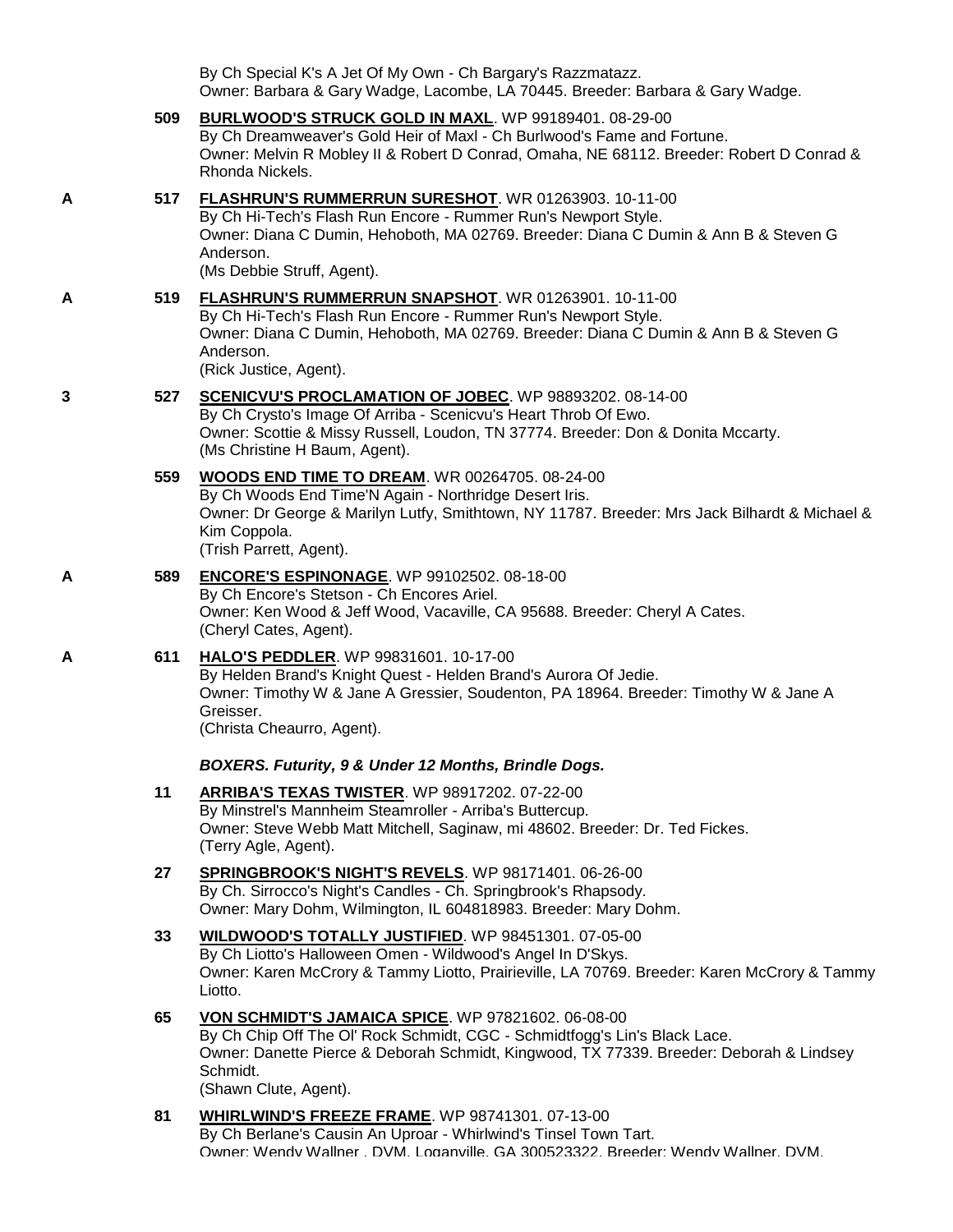By Ch Special K's A Jet Of My Own - Ch Bargary's Razzmatazz.
Owner: Barbara & Gary Wadge, Lacombe, LA 70445. Breeder: Barbara & Gary Wadge.

**509** **BURLWOOD'S STRUCK GOLD IN MAXL**. WP 99189401. 08-29-00
By Ch Dreamweaver's Gold Heir of Maxl - Ch Burlwood's Fame and Fortune.
Owner: Melvin R Mobley II & Robert D Conrad, Omaha, NE 68112. Breeder: Robert D Conrad & Rhonda Nickels.

**A** **517** **FLASHRUN'S RUMMERRUN SURESHOT**. WR 01263903. 10-11-00
By Ch Hi-Tech's Flash Run Encore - Rummer Run's Newport Style.
Owner: Diana C Dumin, Hehoboth, MA 02769. Breeder: Diana C Dumin & Ann B & Steven G Anderson.
(Ms Debbie Struff, Agent).

**A** **519** **FLASHRUN'S RUMMERRUN SNAPSHOT**. WR 01263901. 10-11-00
By Ch Hi-Tech's Flash Run Encore - Rummer Run's Newport Style.
Owner: Diana C Dumin, Hehoboth, MA 02769. Breeder: Diana C Dumin & Ann B & Steven G Anderson.
(Rick Justice, Agent).

**3** **527** **SCENICVU'S PROCLAMATION OF JOBEC**. WP 98893202. 08-14-00
By Ch Crysto's Image Of Arriba - Scenicvu's Heart Throb Of Ewo.
Owner: Scottie & Missy Russell, Loudon, TN 37774. Breeder: Don & Donita Mccarty.
(Ms Christine H Baum, Agent).

**559** **WOODS END TIME TO DREAM**. WR 00264705. 08-24-00
By Ch Woods End Time'N Again - Northridge Desert Iris.
Owner: Dr George & Marilyn Lutfy, Smithtown, NY 11787. Breeder: Mrs Jack Bilhardt & Michael & Kim Coppola.
(Trish Parrett, Agent).

**A** **589** **ENCORE'S ESPINONAGE**. WP 99102502. 08-18-00
By Ch Encore's Stetson - Ch Encores Ariel.
Owner: Ken Wood & Jeff Wood, Vacaville, CA 95688. Breeder: Cheryl A Cates.
(Cheryl Cates, Agent).

**A** **611** **HALO'S PEDDLER**. WP 99831601. 10-17-00
By Helden Brand's Knight Quest - Helden Brand's Aurora Of Jedie.
Owner: Timothy W & Jane A Gressier, Soudenton, PA 18964. Breeder: Timothy W & Jane A Greisser.
(Christa Cheaurro, Agent).

***BOXERS. Futurity, 9 & Under 12 Months, Brindle Dogs.***

**11** **ARRIBA'S TEXAS TWISTER**. WP 98917202. 07-22-00
By Minstrel's Mannheim Steamroller - Arriba's Buttercup.
Owner: Steve Webb Matt Mitchell, Saginaw, mi 48602. Breeder: Dr. Ted Fickes.
(Terry Agle, Agent).

**27** **SPRINGBROOK'S NIGHT'S REVELS**. WP 98171401. 06-26-00
By Ch. Sirrocco's Night's Candles - Ch. Springbrook's Rhapsody.
Owner: Mary Dohm, Wilmington, IL 604818983. Breeder: Mary Dohm.

**33** **WILDWOOD'S TOTALLY JUSTIFIED**. WP 98451301. 07-05-00
By Ch Liotto's Halloween Omen - Wildwood's Angel In D'Skys.
Owner: Karen McCrory & Tammy Liotto, Prairieville, LA 70769. Breeder: Karen McCrory & Tammy Liotto.

**65** **VON SCHMIDT'S JAMAICA SPICE**. WP 97821602. 06-08-00
By Ch Chip Off The Ol' Rock Schmidt, CGC - Schmidtfogg's Lin's Black Lace.
Owner: Danette Pierce & Deborah Schmidt, Kingwood, TX 77339. Breeder: Deborah & Lindsey Schmidt.
(Shawn Clute, Agent).

**81** **WHIRLWIND'S FREEZE FRAME**. WP 98741301. 07-13-00
By Ch Berlane's Causin An Uproar - Whirlwind's Tinsel Town Tart.
Owner: Wendy Wallner , DVM, Loganville, GA 300523322. Breeder: Wendy Wallner, DVM.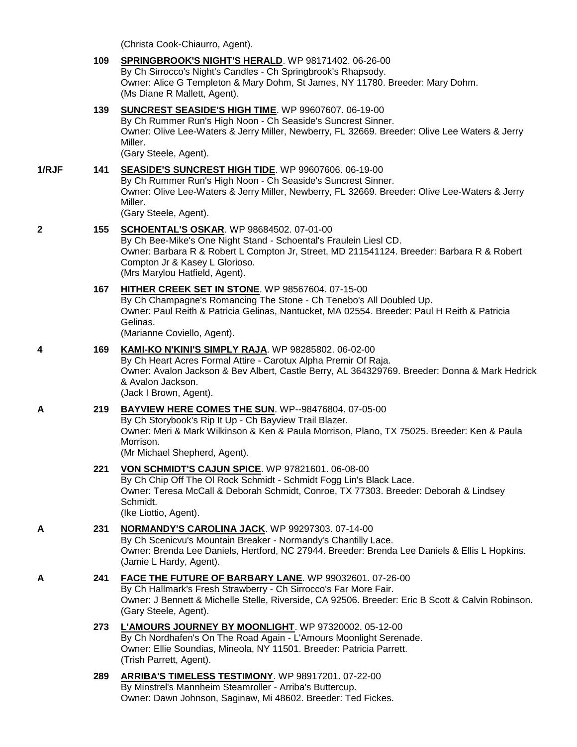(Christa Cook-Chiaurro, Agent).

109 **SPRINGBROOK'S NIGHT'S HERALD**. WP 98171402. 06-26-00
By Ch Sirrocco's Night's Candles - Ch Springbrook's Rhapsody.
Owner: Alice G Templeton & Mary Dohm, St James, NY 11780. Breeder: Mary Dohm.
(Ms Diane R Mallett, Agent).

139 **SUNCREST SEASIDE'S HIGH TIME**. WP 99607607. 06-19-00
By Ch Rummer Run's High Noon - Ch Seaside's Suncrest Sinner.
Owner: Olive Lee-Waters & Jerry Miller, Newberry, FL 32669. Breeder: Olive Lee Waters & Jerry Miller.
(Gary Steele, Agent).

1/RJF 141 **SEASIDE'S SUNCREST HIGH TIDE**. WP 99607606. 06-19-00
By Ch Rummer Run's High Noon - Ch Seaside's Suncrest Sinner.
Owner: Olive Lee-Waters & Jerry Miller, Newberry, FL 32669. Breeder: Olive Lee-Waters & Jerry Miller.
(Gary Steele, Agent).

2 155 **SCHOENTAL'S OSKAR**. WP 98684502. 07-01-00
By Ch Bee-Mike's One Night Stand - Schoental's Fraulein Liesl CD.
Owner: Barbara R & Robert L Compton Jr, Street, MD 211541124. Breeder: Barbara R & Robert Compton Jr & Kasey L Glorioso.
(Mrs Marylou Hatfield, Agent).

167 **HITHER CREEK SET IN STONE**. WP 98567604. 07-15-00
By Ch Champagne's Romancing The Stone - Ch Tenebo's All Doubled Up.
Owner: Paul Reith & Patricia Gelinas, Nantucket, MA 02554. Breeder: Paul H Reith & Patricia Gelinas.
(Marianne Coviello, Agent).

4 169 **KAMI-KO N'KINI'S SIMPLY RAJA**. WP 98285802. 06-02-00
By Ch Heart Acres Formal Attire - Carotux Alpha Premir Of Raja.
Owner: Avalon Jackson & Bev Albert, Castle Berry, AL 364329769. Breeder: Donna & Mark Hedrick & Avalon Jackson.
(Jack I Brown, Agent).

A 219 **BAYVIEW HERE COMES THE SUN**. WP--98476804. 07-05-00
By Ch Storybook's Rip It Up - Ch Bayview Trail Blazer.
Owner: Meri & Mark Wilkinson & Ken & Paula Morrison, Plano, TX 75025. Breeder: Ken & Paula Morrison.
(Mr Michael Shepherd, Agent).

221 **VON SCHMIDT'S CAJUN SPICE**. WP 97821601. 06-08-00
By Ch Chip Off The Ol Rock Schmidt - Schmidt Fogg Lin's Black Lace.
Owner: Teresa McCall & Deborah Schmidt, Conroe, TX 77303. Breeder: Deborah & Lindsey Schmidt.
(Ike Liottio, Agent).

A 231 **NORMANDY'S CAROLINA JACK**. WP 99297303. 07-14-00
By Ch Scenicvu's Mountain Breaker - Normandy's Chantilly Lace.
Owner: Brenda Lee Daniels, Hertford, NC 27944. Breeder: Brenda Lee Daniels & Ellis L Hopkins.
(Jamie L Hardy, Agent).

A 241 **FACE THE FUTURE OF BARBARY LANE**. WP 99032601. 07-26-00
By Ch Hallmark's Fresh Strawberry - Ch Sirrocco's Far More Fair.
Owner: J Bennett & Michelle Stelle, Riverside, CA 92506. Breeder: Eric B Scott & Calvin Robinson.
(Gary Steele, Agent).

273 **L'AMOURS JOURNEY BY MOONLIGHT**. WP 97320002. 05-12-00
By Ch Nordhafen's On The Road Again - L'Amours Moonlight Serenade.
Owner: Ellie Soundias, Mineola, NY 11501. Breeder: Patricia Parrett.
(Trish Parrett, Agent).

289 **ARRIBA'S TIMELESS TESTIMONY**. WP 98917201. 07-22-00
By Minstrel's Mannheim Steamroller - Arriba's Buttercup.
Owner: Dawn Johnson, Saginaw, Mi 48602. Breeder: Ted Fickes.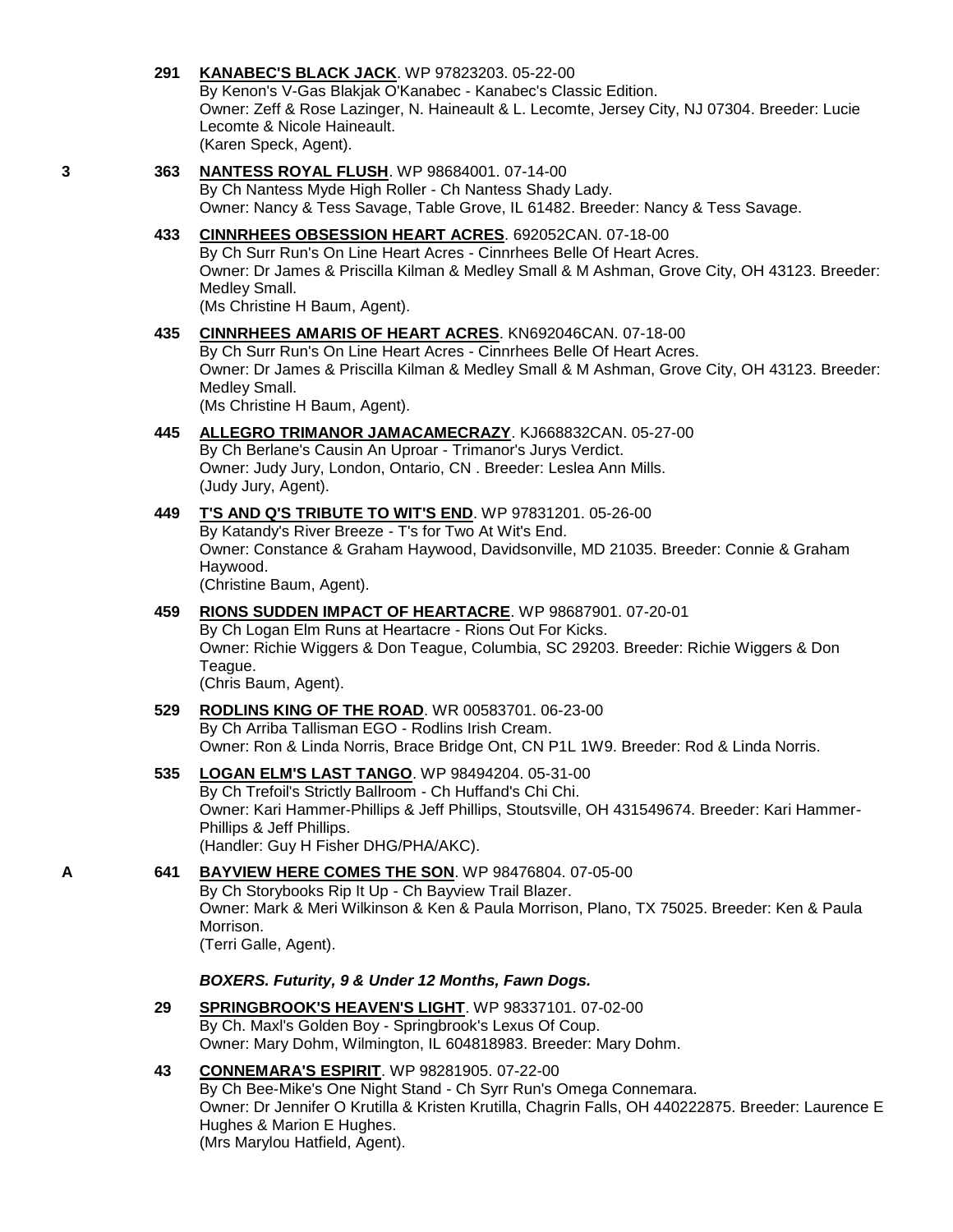**291** **KANABEC'S BLACK JACK**. WP 97823203. 05-22-00
By Kenon's V-Gas Blakjak O'Kanabec - Kanabec's Classic Edition.
Owner: Zeff & Rose Lazinger, N. Haineault & L. Lecomte, Jersey City, NJ 07304. Breeder: Lucie Lecomte & Nicole Haineault.
(Karen Speck, Agent).

**3** **363** **NANTESS ROYAL FLUSH**. WP 98684001. 07-14-00
By Ch Nantess Myde High Roller - Ch Nantess Shady Lady.
Owner: Nancy & Tess Savage, Table Grove, IL 61482. Breeder: Nancy & Tess Savage.

**433** **CINNRHEES OBSESSION HEART ACRES**. 692052CAN. 07-18-00
By Ch Surr Run's On Line Heart Acres - Cinnrhees Belle Of Heart Acres.
Owner: Dr James & Priscilla Kilman & Medley Small & M Ashman, Grove City, OH 43123. Breeder: Medley Small.
(Ms Christine H Baum, Agent).

**435** **CINNRHEES AMARIS OF HEART ACRES**. KN692046CAN. 07-18-00
By Ch Surr Run's On Line Heart Acres - Cinnrhees Belle Of Heart Acres.
Owner: Dr James & Priscilla Kilman & Medley Small & M Ashman, Grove City, OH 43123. Breeder: Medley Small.
(Ms Christine H Baum, Agent).

**445** **ALLEGRO TRIMANOR JAMACAMECRAZY**. KJ668832CAN. 05-27-00
By Ch Berlane's Causin An Uproar - Trimanor's Jurys Verdict.
Owner: Judy Jury, London, Ontario, CN . Breeder: Leslea Ann Mills.
(Judy Jury, Agent).

**449** **T'S AND Q'S TRIBUTE TO WIT'S END**. WP 97831201. 05-26-00
By Katandy's River Breeze - T's for Two At Wit's End.
Owner: Constance & Graham Haywood, Davidsonville, MD 21035. Breeder: Connie & Graham Haywood.
(Christine Baum, Agent).

**459** **RIONS SUDDEN IMPACT OF HEARTACRE**. WP 98687901. 07-20-01
By Ch Logan Elm Runs at Heartacre - Rions Out For Kicks.
Owner: Richie Wiggers & Don Teague, Columbia, SC 29203. Breeder: Richie Wiggers & Don Teague.
(Chris Baum, Agent).

**529** **RODLINS KING OF THE ROAD**. WR 00583701. 06-23-00
By Ch Arriba Tallisman EGO - Rodlins Irish Cream.
Owner: Ron & Linda Norris, Brace Bridge Ont, CN P1L 1W9. Breeder: Rod & Linda Norris.

**535** **LOGAN ELM'S LAST TANGO**. WP 98494204. 05-31-00
By Ch Trefoil's Strictly Ballroom - Ch Huffand's Chi Chi.
Owner: Kari Hammer-Phillips & Jeff Phillips, Stoutsville, OH 431549674. Breeder: Kari Hammer-Phillips & Jeff Phillips.
(Handler: Guy H Fisher DHG/PHA/AKC).

**A** **641** **BAYVIEW HERE COMES THE SON**. WP 98476804. 07-05-00
By Ch Storybooks Rip It Up - Ch Bayview Trail Blazer.
Owner: Mark & Meri Wilkinson & Ken & Paula Morrison, Plano, TX 75025. Breeder: Ken & Paula Morrison.
(Terri Galle, Agent).

***BOXERS. Futurity, 9 & Under 12 Months, Fawn Dogs.***

**29** **SPRINGBROOK'S HEAVEN'S LIGHT**. WP 98337101. 07-02-00
By Ch. Maxl's Golden Boy - Springbrook's Lexus Of Coup.
Owner: Mary Dohm, Wilmington, IL 604818983. Breeder: Mary Dohm.

**43** **CONNEMARA'S ESPIRIT**. WP 98281905. 07-22-00
By Ch Bee-Mike's One Night Stand - Ch Syrr Run's Omega Connemara.
Owner: Dr Jennifer O Krutilla & Kristen Krutilla, Chagrin Falls, OH 440222875. Breeder: Laurence E Hughes & Marion E Hughes.
(Mrs Marylou Hatfield, Agent).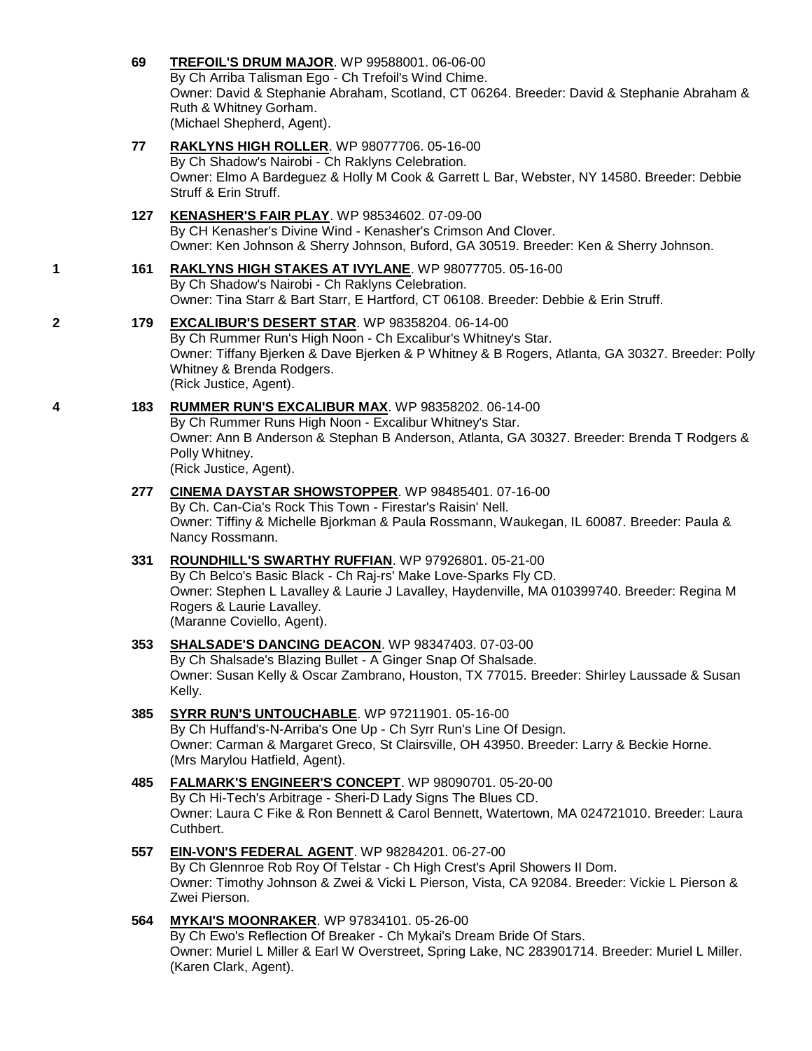**69** **TREFOIL'S DRUM MAJOR**. WP 99588001. 06-06-00
By Ch Arriba Talisman Ego - Ch Trefoil's Wind Chime.
Owner: David & Stephanie Abraham, Scotland, CT 06264. Breeder: David & Stephanie Abraham & Ruth & Whitney Gorham.
(Michael Shepherd, Agent).

**77** **RAKLYNS HIGH ROLLER**. WP 98077706. 05-16-00
By Ch Shadow's Nairobi - Ch Raklyns Celebration.
Owner: Elmo A Bardeguez & Holly M Cook & Garrett L Bar, Webster, NY 14580. Breeder: Debbie Struff & Erin Struff.

**127** **KENASHER'S FAIR PLAY**. WP 98534602. 07-09-00
By CH Kenasher's Divine Wind - Kenasher's Crimson And Clover.
Owner: Ken Johnson & Sherry Johnson, Buford, GA 30519. Breeder: Ken & Sherry Johnson.

1 **161** **RAKLYNS HIGH STAKES AT IVYLANE**. WP 98077705. 05-16-00
By Ch Shadow's Nairobi - Ch Raklyns Celebration.
Owner: Tina Starr & Bart Starr, E Hartford, CT 06108. Breeder: Debbie & Erin Struff.

2 **179** **EXCALIBUR'S DESERT STAR**. WP 98358204. 06-14-00
By Ch Rummer Run's High Noon - Ch Excalibur's Whitney's Star.
Owner: Tiffany Bjerken & Dave Bjerken & P Whitney & B Rogers, Atlanta, GA 30327. Breeder: Polly Whitney & Brenda Rodgers.
(Rick Justice, Agent).

4 **183** **RUMMER RUN'S EXCALIBUR MAX**. WP 98358202. 06-14-00
By Ch Rummer Runs High Noon - Excalibur Whitney's Star.
Owner: Ann B Anderson & Stephan B Anderson, Atlanta, GA 30327. Breeder: Brenda T Rodgers & Polly Whitney.
(Rick Justice, Agent).

**277** **CINEMA DAYSTAR SHOWSTOPPER**. WP 98485401. 07-16-00
By Ch. Can-Cia's Rock This Town - Firestar's Raisin' Nell.
Owner: Tiffiny & Michelle Bjorkman & Paula Rossmann, Waukegan, IL 60087. Breeder: Paula & Nancy Rossmann.

**331** **ROUNDHILL'S SWARTHY RUFFIAN**. WP 97926801. 05-21-00
By Ch Belco's Basic Black - Ch Raj-rs' Make Love-Sparks Fly CD.
Owner: Stephen L Lavalley & Laurie J Lavalley, Haydenville, MA 010399740. Breeder: Regina M Rogers & Laurie Lavalley.
(Maranne Coviello, Agent).

**353** **SHALSADE'S DANCING DEACON**. WP 98347403. 07-03-00
By Ch Shalsade's Blazing Bullet - A Ginger Snap Of Shalsade.
Owner: Susan Kelly & Oscar Zambrano, Houston, TX 77015. Breeder: Shirley Laussade & Susan Kelly.

**385** **SYRR RUN'S UNTOUCHABLE**. WP 97211901. 05-16-00
By Ch Huffand's-N-Arriba's One Up - Ch Syrr Run's Line Of Design.
Owner: Carman & Margaret Greco, St Clairsville, OH 43950. Breeder: Larry & Beckie Horne.
(Mrs Marylou Hatfield, Agent).

**485** **FALMARK'S ENGINEER'S CONCEPT**. WP 98090701. 05-20-00
By Ch Hi-Tech's Arbitrage - Sheri-D Lady Signs The Blues CD.
Owner: Laura C Fike & Ron Bennett & Carol Bennett, Watertown, MA 024721010. Breeder: Laura Cuthbert.

**557** **EIN-VON'S FEDERAL AGENT**. WP 98284201. 06-27-00
By Ch Glennroe Rob Roy Of Telstar - Ch High Crest's April Showers II Dom.
Owner: Timothy Johnson & Zwei & Vicki L Pierson, Vista, CA 92084. Breeder: Vickie L Pierson & Zwei Pierson.

**564** **MYKAI'S MOONRAKER**. WP 97834101. 05-26-00
By Ch Ewo's Reflection Of Breaker - Ch Mykai's Dream Bride Of Stars.
Owner: Muriel L Miller & Earl W Overstreet, Spring Lake, NC 283901714. Breeder: Muriel L Miller.
(Karen Clark, Agent).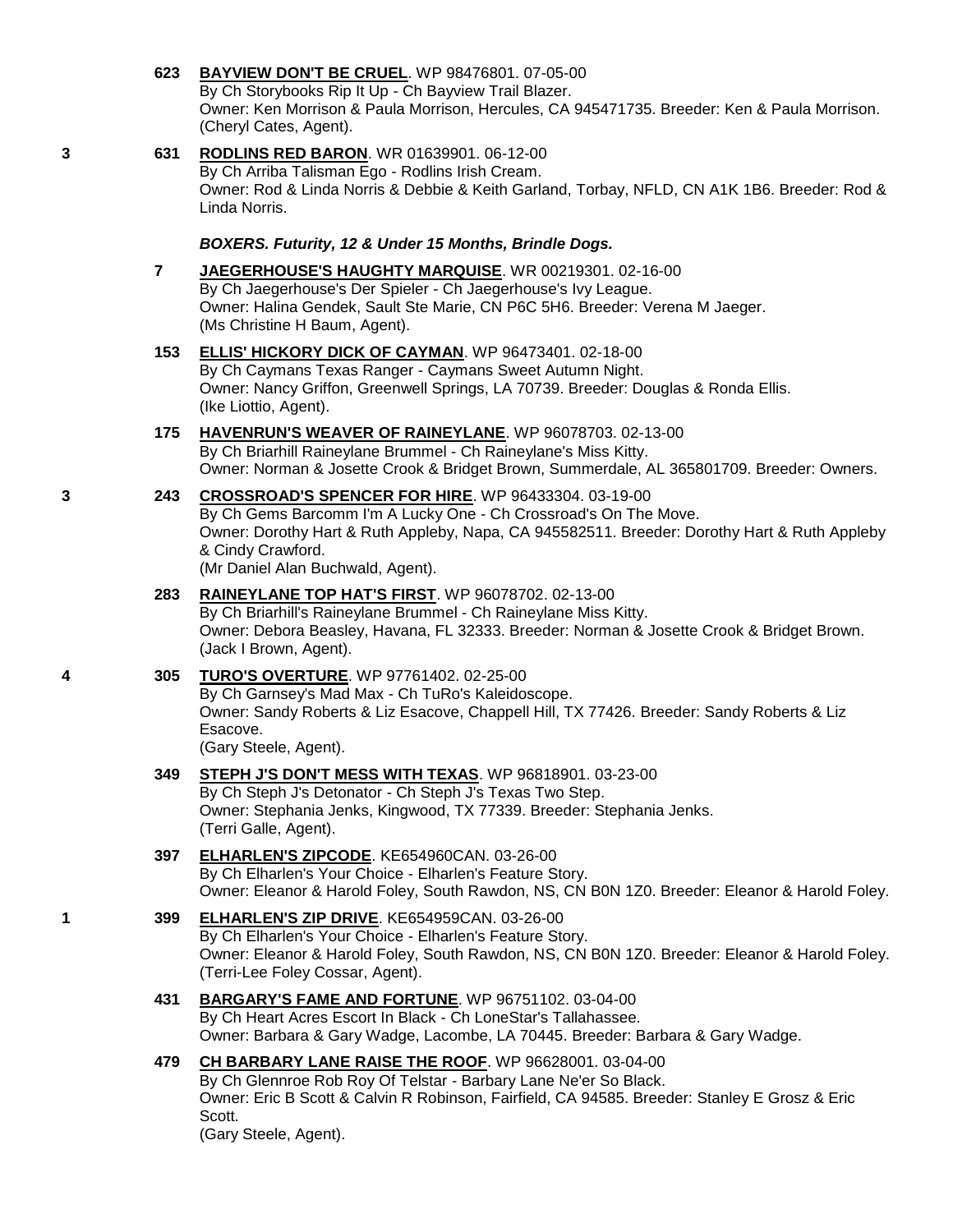**623** **BAYVIEW DON'T BE CRUEL**. WP 98476801. 07-05-00
By Ch Storybooks Rip It Up - Ch Bayview Trail Blazer.
Owner: Ken Morrison & Paula Morrison, Hercules, CA 945471735. Breeder: Ken & Paula Morrison.
(Cheryl Cates, Agent).

**3** **631** **RODLINS RED BARON**. WR 01639901. 06-12-00
By Ch Arriba Talisman Ego - Rodlins Irish Cream.
Owner: Rod & Linda Norris & Debbie & Keith Garland, Torbay, NFLD, CN A1K 1B6. Breeder: Rod & Linda Norris.

### *BOXERS. Futurity, 12 & Under 15 Months, Brindle Dogs.*

**7** **JAEGERHOUSE'S HAUGHTY MARQUISE**. WR 00219301. 02-16-00
By Ch Jaegerhouse's Der Spieler - Ch Jaegerhouse's Ivy League.
Owner: Halina Gendek, Sault Ste Marie, CN P6C 5H6. Breeder: Verena M Jaeger.
(Ms Christine H Baum, Agent).

**153** **ELLIS' HICKORY DICK OF CAYMAN**. WP 96473401. 02-18-00
By Ch Caymans Texas Ranger - Caymans Sweet Autumn Night.
Owner: Nancy Griffon, Greenwell Springs, LA 70739. Breeder: Douglas & Ronda Ellis.
(Ike Liottio, Agent).

**175** **HAVENRUN'S WEAVER OF RAINEYLANE**. WP 96078703. 02-13-00
By Ch Briarhill Raineylane Brummel - Ch Raineylane's Miss Kitty.
Owner: Norman & Josette Crook & Bridget Brown, Summerdale, AL 365801709. Breeder: Owners.

**3** **243** **CROSSROAD'S SPENCER FOR HIRE**. WP 96433304. 03-19-00
By Ch Gems Barcomm I'm A Lucky One - Ch Crossroad's On The Move.
Owner: Dorothy Hart & Ruth Appleby, Napa, CA 945582511. Breeder: Dorothy Hart & Ruth Appleby & Cindy Crawford.
(Mr Daniel Alan Buchwald, Agent).

**283** **RAINEYLANE TOP HAT'S FIRST**. WP 96078702. 02-13-00
By Ch Briarhill's Raineylane Brummel - Ch Raineylane Miss Kitty.
Owner: Debora Beasley, Havana, FL 32333. Breeder: Norman & Josette Crook & Bridget Brown.
(Jack I Brown, Agent).

**4** **305** **TURO'S OVERTURE**. WP 97761402. 02-25-00
By Ch Garnsey's Mad Max - Ch TuRo's Kaleidoscope.
Owner: Sandy Roberts & Liz Esacove, Chappell Hill, TX 77426. Breeder: Sandy Roberts & Liz Esacove.
(Gary Steele, Agent).

**349** **STEPH J'S DON'T MESS WITH TEXAS**. WP 96818901. 03-23-00
By Ch Steph J's Detonator - Ch Steph J's Texas Two Step.
Owner: Stephania Jenks, Kingwood, TX 77339. Breeder: Stephania Jenks.
(Terri Galle, Agent).

**397** **ELHARLEN'S ZIPCODE**. KE654960CAN. 03-26-00
By Ch Elharlen's Your Choice - Elharlen's Feature Story.
Owner: Eleanor & Harold Foley, South Rawdon, NS, CN B0N 1Z0. Breeder: Eleanor & Harold Foley.

**1** **399** **ELHARLEN'S ZIP DRIVE**. KE654959CAN. 03-26-00
By Ch Elharlen's Your Choice - Elharlen's Feature Story.
Owner: Eleanor & Harold Foley, South Rawdon, NS, CN B0N 1Z0. Breeder: Eleanor & Harold Foley.
(Terri-Lee Foley Cossar, Agent).

**431** **BARGARY'S FAME AND FORTUNE**. WP 96751102. 03-04-00
By Ch Heart Acres Escort In Black - Ch LoneStar's Tallahassee.
Owner: Barbara & Gary Wadge, Lacombe, LA 70445. Breeder: Barbara & Gary Wadge.

**479** **CH BARBARY LANE RAISE THE ROOF**. WP 96628001. 03-04-00
By Ch Glennroe Rob Roy Of Telstar - Barbary Lane Ne'er So Black.
Owner: Eric B Scott & Calvin R Robinson, Fairfield, CA 94585. Breeder: Stanley E Grosz & Eric Scott.
(Gary Steele, Agent).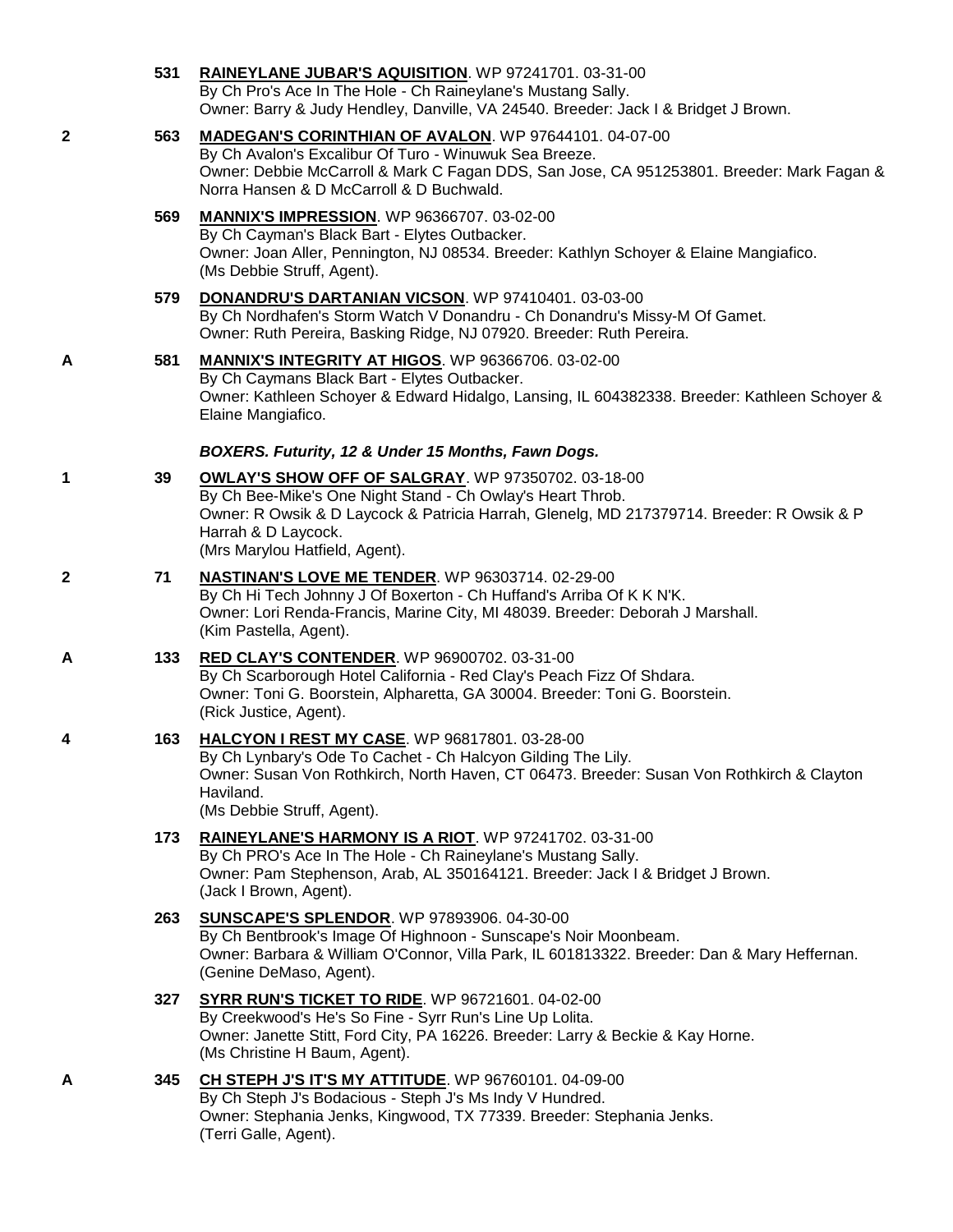531 **RAINEYLANE JUBAR'S AQUISITION**. WP 97241701. 03-31-00
By Ch Pro's Ace In The Hole - Ch Raineylane's Mustang Sally.
Owner: Barry & Judy Hendley, Danville, VA 24540. Breeder: Jack I & Bridget J Brown.

2 563 **MADEGAN'S CORINTHIAN OF AVALON**. WP 97644101. 04-07-00
By Ch Avalon's Excalibur Of Turo - Winuwuk Sea Breeze.
Owner: Debbie McCarroll & Mark C Fagan DDS, San Jose, CA 951253801. Breeder: Mark Fagan & Norra Hansen & D McCarroll & D Buchwald.

569 **MANNIX'S IMPRESSION**. WP 96366707. 03-02-00
By Ch Cayman's Black Bart - Elytes Outbacker.
Owner: Joan Aller, Pennington, NJ 08534. Breeder: Kathlyn Schoyer & Elaine Mangiafico.
(Ms Debbie Struff, Agent).

579 **DONANDRU'S DARTANIAN VICSON**. WP 97410401. 03-03-00
By Ch Nordhafen's Storm Watch V Donandru - Ch Donandru's Missy-M Of Gamet.
Owner: Ruth Pereira, Basking Ridge, NJ 07920. Breeder: Ruth Pereira.

A 581 **MANNIX'S INTEGRITY AT HIGOS**. WP 96366706. 03-02-00
By Ch Caymans Black Bart - Elytes Outbacker.
Owner: Kathleen Schoyer & Edward Hidalgo, Lansing, IL 604382338. Breeder: Kathleen Schoyer & Elaine Mangiafico.

***BOXERS. Futurity, 12 & Under 15 Months, Fawn Dogs.***

1 39 **OWLAY'S SHOW OFF OF SALGRAY**. WP 97350702. 03-18-00
By Ch Bee-Mike's One Night Stand - Ch Owlay's Heart Throb.
Owner: R Owsik & D Laycock & Patricia Harrah, Glenelg, MD 217379714. Breeder: R Owsik & P Harrah & D Laycock.
(Mrs Marylou Hatfield, Agent).

2 71 **NASTINAN'S LOVE ME TENDER**. WP 96303714. 02-29-00
By Ch Hi Tech Johnny J Of Boxerton - Ch Huffand's Arriba Of K K N'K.
Owner: Lori Renda-Francis, Marine City, MI 48039. Breeder: Deborah J Marshall.
(Kim Pastella, Agent).

A 133 **RED CLAY'S CONTENDER**. WP 96900702. 03-31-00
By Ch Scarborough Hotel California - Red Clay's Peach Fizz Of Shdara.
Owner: Toni G. Boorstein, Alpharetta, GA 30004. Breeder: Toni G. Boorstein.
(Rick Justice, Agent).

4 163 **HALCYON I REST MY CASE**. WP 96817801. 03-28-00
By Ch Lynbary's Ode To Cachet - Ch Halcyon Gilding The Lily.
Owner: Susan Von Rothkirch, North Haven, CT 06473. Breeder: Susan Von Rothkirch & Clayton Haviland.
(Ms Debbie Struff, Agent).

173 **RAINEYLANE'S HARMONY IS A RIOT**. WP 97241702. 03-31-00
By Ch PRO's Ace In The Hole - Ch Raineylane's Mustang Sally.
Owner: Pam Stephenson, Arab, AL 350164121. Breeder: Jack I & Bridget J Brown.
(Jack I Brown, Agent).

263 **SUNSCAPE'S SPLENDOR**. WP 97893906. 04-30-00
By Ch Bentbrook's Image Of Highnoon - Sunscape's Noir Moonbeam.
Owner: Barbara & William O'Connor, Villa Park, IL 601813322. Breeder: Dan & Mary Heffernan.
(Genine DeMaso, Agent).

327 **SYRR RUN'S TICKET TO RIDE**. WP 96721601. 04-02-00
By Creekwood's He's So Fine - Syrr Run's Line Up Lolita.
Owner: Janette Stitt, Ford City, PA 16226. Breeder: Larry & Beckie & Kay Horne.
(Ms Christine H Baum, Agent).

A 345 **CH STEPH J'S IT'S MY ATTITUDE**. WP 96760101. 04-09-00
By Ch Steph J's Bodacious - Steph J's Ms Indy V Hundred.
Owner: Stephania Jenks, Kingwood, TX 77339. Breeder: Stephania Jenks.
(Terri Galle, Agent).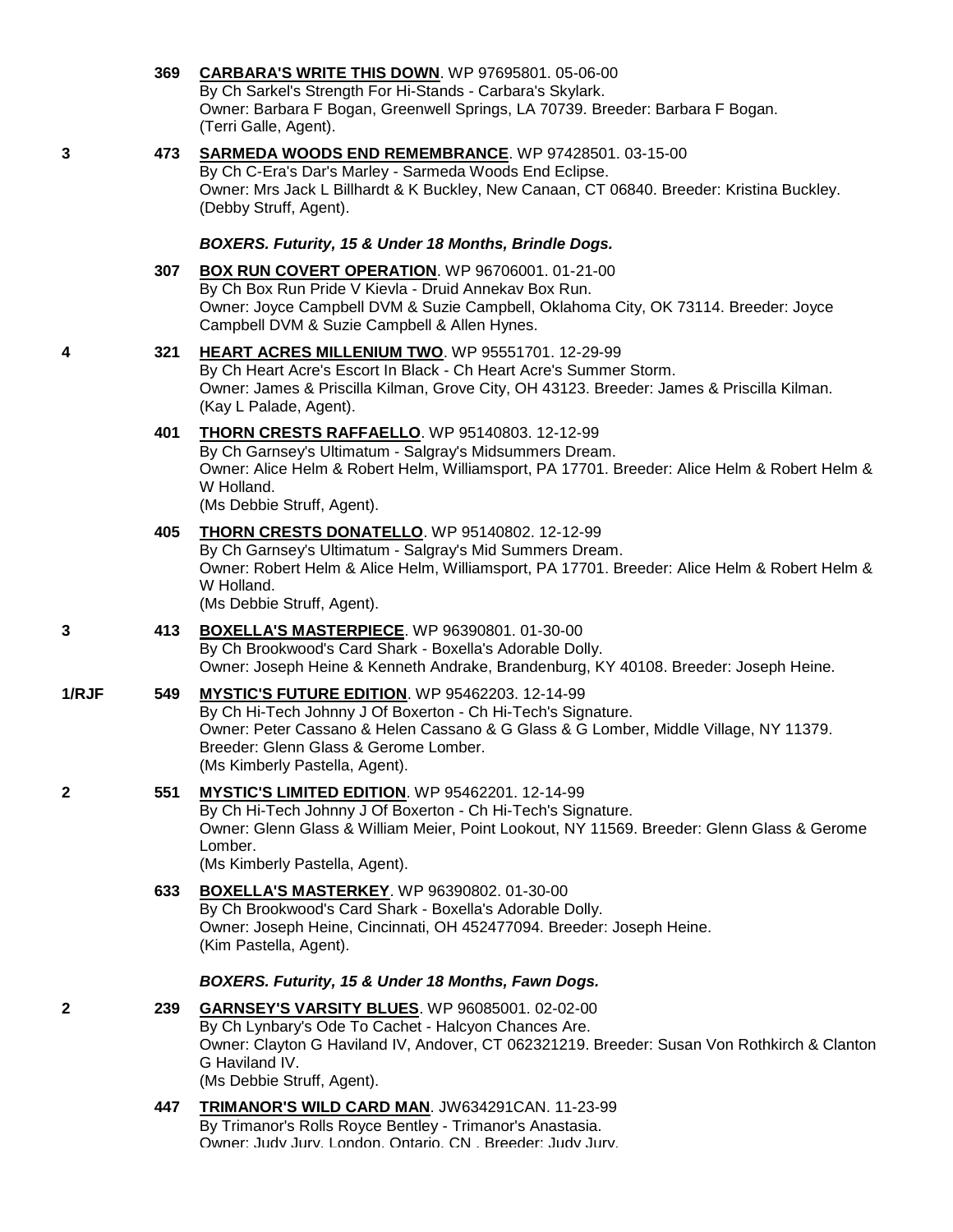369 **CARBARA'S WRITE THIS DOWN**. WP 97695801. 05-06-00
By Ch Sarkel's Strength For Hi-Stands - Carbara's Skylark.
Owner: Barbara F Bogan, Greenwell Springs, LA 70739. Breeder: Barbara F Bogan.
(Terri Galle, Agent).

3 473 **SARMEDA WOODS END REMEMBRANCE**. WP 97428501. 03-15-00
By Ch C-Era's Dar's Marley - Sarmeda Woods End Eclipse.
Owner: Mrs Jack L Billhardt & K Buckley, New Canaan, CT 06840. Breeder: Kristina Buckley.
(Debby Struff, Agent).

### *BOXERS. Futurity, 15 & Under 18 Months, Brindle Dogs.*

307 **BOX RUN COVERT OPERATION**. WP 96706001. 01-21-00
By Ch Box Run Pride V Kievla - Druid Annekav Box Run.
Owner: Joyce Campbell DVM & Suzie Campbell, Oklahoma City, OK 73114. Breeder: Joyce Campbell DVM & Suzie Campbell & Allen Hynes.

4 321 **HEART ACRES MILLENIUM TWO**. WP 95551701. 12-29-99
By Ch Heart Acre's Escort In Black - Ch Heart Acre's Summer Storm.
Owner: James & Priscilla Kilman, Grove City, OH 43123. Breeder: James & Priscilla Kilman.
(Kay L Palade, Agent).

401 **THORN CRESTS RAFFAELLO**. WP 95140803. 12-12-99
By Ch Garnsey's Ultimatum - Salgray's Midsummers Dream.
Owner: Alice Helm & Robert Helm, Williamsport, PA 17701. Breeder: Alice Helm & Robert Helm & W Holland.
(Ms Debbie Struff, Agent).

405 **THORN CRESTS DONATELLO**. WP 95140802. 12-12-99
By Ch Garnsey's Ultimatum - Salgray's Mid Summers Dream.
Owner: Robert Helm & Alice Helm, Williamsport, PA 17701. Breeder: Alice Helm & Robert Helm & W Holland.
(Ms Debbie Struff, Agent).

3 413 **BOXELLA'S MASTERPIECE**. WP 96390801. 01-30-00
By Ch Brookwood's Card Shark - Boxella's Adorable Dolly.
Owner: Joseph Heine & Kenneth Andrake, Brandenburg, KY 40108. Breeder: Joseph Heine.

1/RJF 549 **MYSTIC'S FUTURE EDITION**. WP 95462203. 12-14-99
By Ch Hi-Tech Johnny J Of Boxerton - Ch Hi-Tech's Signature.
Owner: Peter Cassano & Helen Cassano & G Glass & G Lomber, Middle Village, NY 11379.
Breeder: Glenn Glass & Gerome Lomber.
(Ms Kimberly Pastella, Agent).

2 551 **MYSTIC'S LIMITED EDITION**. WP 95462201. 12-14-99
By Ch Hi-Tech Johnny J Of Boxerton - Ch Hi-Tech's Signature.
Owner: Glenn Glass & William Meier, Point Lookout, NY 11569. Breeder: Glenn Glass & Gerome Lomber.
(Ms Kimberly Pastella, Agent).

633 **BOXELLA'S MASTERKEY**. WP 96390802. 01-30-00
By Ch Brookwood's Card Shark - Boxella's Adorable Dolly.
Owner: Joseph Heine, Cincinnati, OH 452477094. Breeder: Joseph Heine.
(Kim Pastella, Agent).

### *BOXERS. Futurity, 15 & Under 18 Months, Fawn Dogs.*

2 239 **GARNSEY'S VARSITY BLUES**. WP 96085001. 02-02-00
By Ch Lynbary's Ode To Cachet - Halcyon Chances Are.
Owner: Clayton G Haviland IV, Andover, CT 062321219. Breeder: Susan Von Rothkirch & Clanton G Haviland IV.
(Ms Debbie Struff, Agent).

447 **TRIMANOR'S WILD CARD MAN**. JW634291CAN. 11-23-99
By Trimanor's Rolls Royce Bentley - Trimanor's Anastasia.
Owner: Judy Jury, London, Ontario, CN . Breeder: Judy Jury.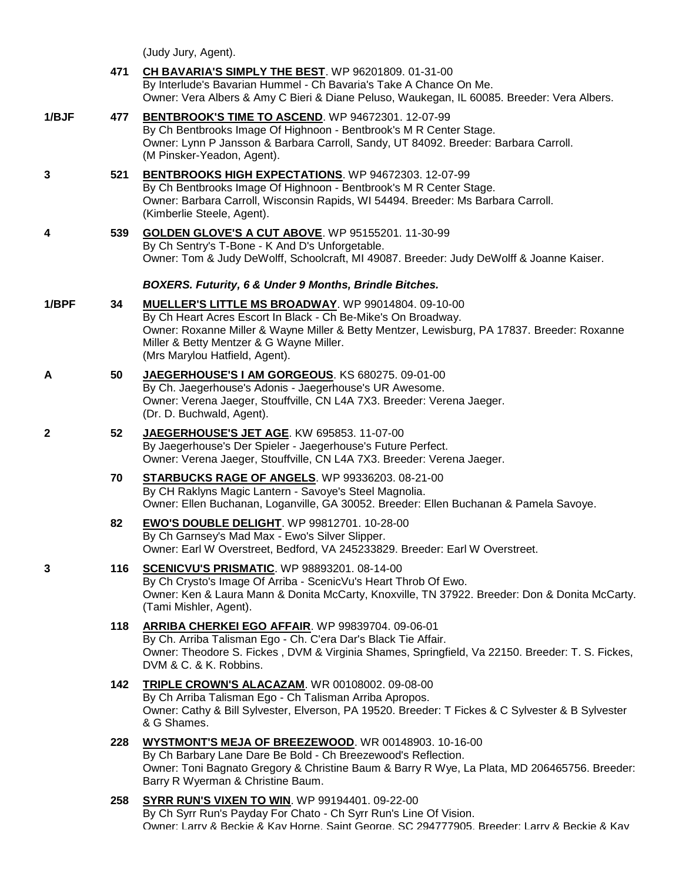(Judy Jury, Agent).

471 **CH BAVARIA'S SIMPLY THE BEST**. WP 96201809. 01-31-00
By Interlude's Bavarian Hummel - Ch Bavaria's Take A Chance On Me.
Owner: Vera Albers & Amy C Bieri & Diane Peluso, Waukegan, IL 60085. Breeder: Vera Albers.

1/BJF 477 **BENTBROOK'S TIME TO ASCEND**. WP 94672301. 12-07-99
By Ch Bentbrooks Image Of Highnoon - Bentbrook's M R Center Stage.
Owner: Lynn P Jansson & Barbara Carroll, Sandy, UT 84092. Breeder: Barbara Carroll.
(M Pinsker-Yeadon, Agent).

3 521 **BENTBROOKS HIGH EXPECTATIONS**. WP 94672303. 12-07-99
By Ch Bentbrooks Image Of Highnoon - Bentbrook's M R Center Stage.
Owner: Barbara Carroll, Wisconsin Rapids, WI 54494. Breeder: Ms Barbara Carroll.
(Kimberlie Steele, Agent).

4 539 **GOLDEN GLOVE'S A CUT ABOVE**. WP 95155201. 11-30-99
By Ch Sentry's T-Bone - K And D's Unforgetable.
Owner: Tom & Judy DeWolff, Schoolcraft, MI 49087. Breeder: Judy DeWolff & Joanne Kaiser.

***BOXERS. Futurity, 6 & Under 9 Months, Brindle Bitches.***

1/BPF 34 **MUELLER'S LITTLE MS BROADWAY**. WP 99014804. 09-10-00
By Ch Heart Acres Escort In Black - Ch Be-Mike's On Broadway.
Owner: Roxanne Miller & Wayne Miller & Betty Mentzer, Lewisburg, PA 17837. Breeder: Roxanne Miller & Betty Mentzer & G Wayne Miller.
(Mrs Marylou Hatfield, Agent).

A 50 **JAEGERHOUSE'S I AM GORGEOUS**. KS 680275. 09-01-00
By Ch. Jaegerhouse's Adonis - Jaegerhouse's UR Awesome.
Owner: Verena Jaeger, Stouffville, CN L4A 7X3. Breeder: Verena Jaeger.
(Dr. D. Buchwald, Agent).

2 52 **JAEGERHOUSE'S JET AGE**. KW 695853. 11-07-00
By Jaegerhouse's Der Spieler - Jaegerhouse's Future Perfect.
Owner: Verena Jaeger, Stouffville, CN L4A 7X3. Breeder: Verena Jaeger.

70 **STARBUCKS RAGE OF ANGELS**. WP 99336203. 08-21-00
By CH Raklyns Magic Lantern - Savoye's Steel Magnolia.
Owner: Ellen Buchanan, Loganville, GA 30052. Breeder: Ellen Buchanan & Pamela Savoye.

82 **EWO'S DOUBLE DELIGHT**. WP 99812701. 10-28-00
By Ch Garnsey's Mad Max - Ewo's Silver Slipper.
Owner: Earl W Overstreet, Bedford, VA 245233829. Breeder: Earl W Overstreet.

3 116 **SCENICVU'S PRISMATIC**. WP 98893201. 08-14-00
By Ch Crysto's Image Of Arriba - ScenicVu's Heart Throb Of Ewo.
Owner: Ken & Laura Mann & Donita McCarty, Knoxville, TN 37922. Breeder: Don & Donita McCarty.
(Tami Mishler, Agent).

118 **ARRIBA CHERKEI EGO AFFAIR**. WP 99839704. 09-06-01
By Ch. Arriba Talisman Ego - Ch. C'era Dar's Black Tie Affair.
Owner: Theodore S. Fickes , DVM & Virginia Shames, Springfield, Va 22150. Breeder: T. S. Fickes, DVM & C. & K. Robbins.

142 **TRIPLE CROWN'S ALACAZAM**. WR 00108002. 09-08-00
By Ch Arriba Talisman Ego - Ch Talisman Arriba Apropos.
Owner: Cathy & Bill Sylvester, Elverson, PA 19520. Breeder: T Fickes & C Sylvester & B Sylvester & G Shames.

228 **WYSTMONT'S MEJA OF BREEZEWOOD**. WR 00148903. 10-16-00
By Ch Barbary Lane Dare Be Bold - Ch Breezewood's Reflection.
Owner: Toni Bagnato Gregory & Christine Baum & Barry R Wye, La Plata, MD 206465756. Breeder: Barry R Wyerman & Christine Baum.

258 **SYRR RUN'S VIXEN TO WIN**. WP 99194401. 09-22-00
By Ch Syrr Run's Payday For Chato - Ch Syrr Run's Line Of Vision.
Owner: Larry & Beckie & Kay Horne, Saint George, SC 294777905. Breeder: Larry & Beckie & Kay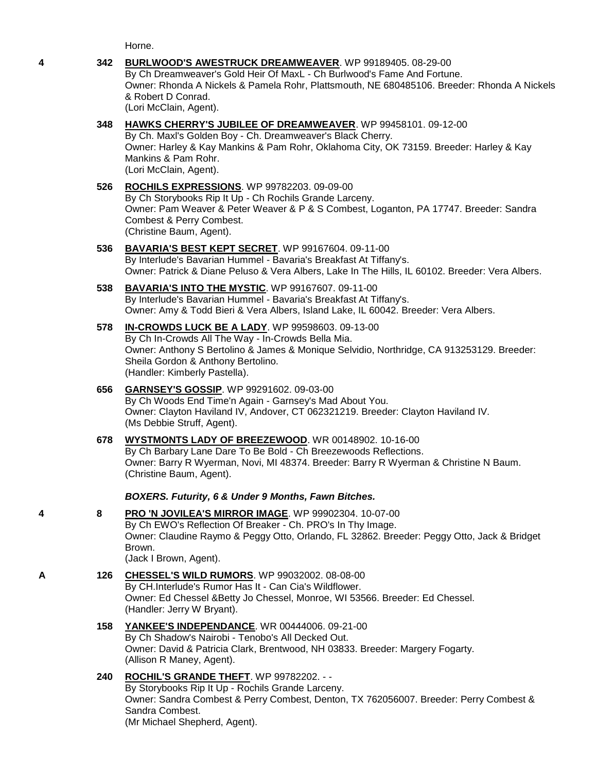Horne.

**4** **342** **BURLWOOD'S AWESTRUCK DREAMWEAVER**. WP 99189405. 08-29-00
By Ch Dreamweaver's Gold Heir Of MaxL - Ch Burlwood's Fame And Fortune.
Owner: Rhonda A Nickels & Pamela Rohr, Plattsmouth, NE 680485106. Breeder: Rhonda A Nickels & Robert D Conrad.
(Lori McClain, Agent).

**348** **HAWKS CHERRY'S JUBILEE OF DREAMWEAVER**. WP 99458101. 09-12-00
By Ch. Maxl's Golden Boy - Ch. Dreamweaver's Black Cherry.
Owner: Harley & Kay Mankins & Pam Rohr, Oklahoma City, OK 73159. Breeder: Harley & Kay Mankins & Pam Rohr.
(Lori McClain, Agent).

**526** **ROCHILS EXPRESSIONS**. WP 99782203. 09-09-00
By Ch Storybooks Rip It Up - Ch Rochils Grande Larceny.
Owner: Pam Weaver & Peter Weaver & P & S Combest, Loganton, PA 17747. Breeder: Sandra Combest & Perry Combest.
(Christine Baum, Agent).

**536** **BAVARIA'S BEST KEPT SECRET**. WP 99167604. 09-11-00
By Interlude's Bavarian Hummel - Bavaria's Breakfast At Tiffany's.
Owner: Patrick & Diane Peluso & Vera Albers, Lake In The Hills, IL 60102. Breeder: Vera Albers.

**538** **BAVARIA'S INTO THE MYSTIC**. WP 99167607. 09-11-00
By Interlude's Bavarian Hummel - Bavaria's Breakfast At Tiffany's.
Owner: Amy & Todd Bieri & Vera Albers, Island Lake, IL 60042. Breeder: Vera Albers.

**578** **IN-CROWDS LUCK BE A LADY**. WP 99598603. 09-13-00
By Ch In-Crowds All The Way - In-Crowds Bella Mia.
Owner: Anthony S Bertolino & James & Monique Selvidio, Northridge, CA 913253129. Breeder: Sheila Gordon & Anthony Bertolino.
(Handler: Kimberly Pastella).

**656** **GARNSEY'S GOSSIP**. WP 99291602. 09-03-00
By Ch Woods End Time'n Again - Garnsey's Mad About You.
Owner: Clayton Haviland IV, Andover, CT 062321219. Breeder: Clayton Haviland IV.
(Ms Debbie Struff, Agent).

**678** **WYSTMONTS LADY OF BREEZEWOOD**. WR 00148902. 10-16-00
By Ch Barbary Lane Dare To Be Bold - Ch Breezewoods Reflections.
Owner: Barry R Wyerman, Novi, MI 48374. Breeder: Barry R Wyerman & Christine N Baum.
(Christine Baum, Agent).

***BOXERS. Futurity, 6 & Under 9 Months, Fawn Bitches.***

**4** **8** **PRO 'N JOVILEA'S MIRROR IMAGE**. WP 99902304. 10-07-00
By Ch EWO's Reflection Of Breaker - Ch. PRO's In Thy Image.
Owner: Claudine Raymo & Peggy Otto, Orlando, FL 32862. Breeder: Peggy Otto, Jack & Bridget Brown.
(Jack I Brown, Agent).

**A** **126** **CHESSEL'S WILD RUMORS**. WP 99032002. 08-08-00
By CH.Interlude's Rumor Has It - Can Cia's Wildflower.
Owner: Ed Chessel &Betty Jo Chessel, Monroe, WI 53566. Breeder: Ed Chessel.
(Handler: Jerry W Bryant).

**158** **YANKEE'S INDEPENDANCE**. WR 00444006. 09-21-00
By Ch Shadow's Nairobi - Tenobo's All Decked Out.
Owner: David & Patricia Clark, Brentwood, NH 03833. Breeder: Margery Fogarty.
(Allison R Maney, Agent).

**240** **ROCHIL'S GRANDE THEFT**. WP 99782202. - -
By Storybooks Rip It Up - Rochils Grande Larceny.
Owner: Sandra Combest & Perry Combest, Denton, TX 762056007. Breeder: Perry Combest & Sandra Combest.
(Mr Michael Shepherd, Agent).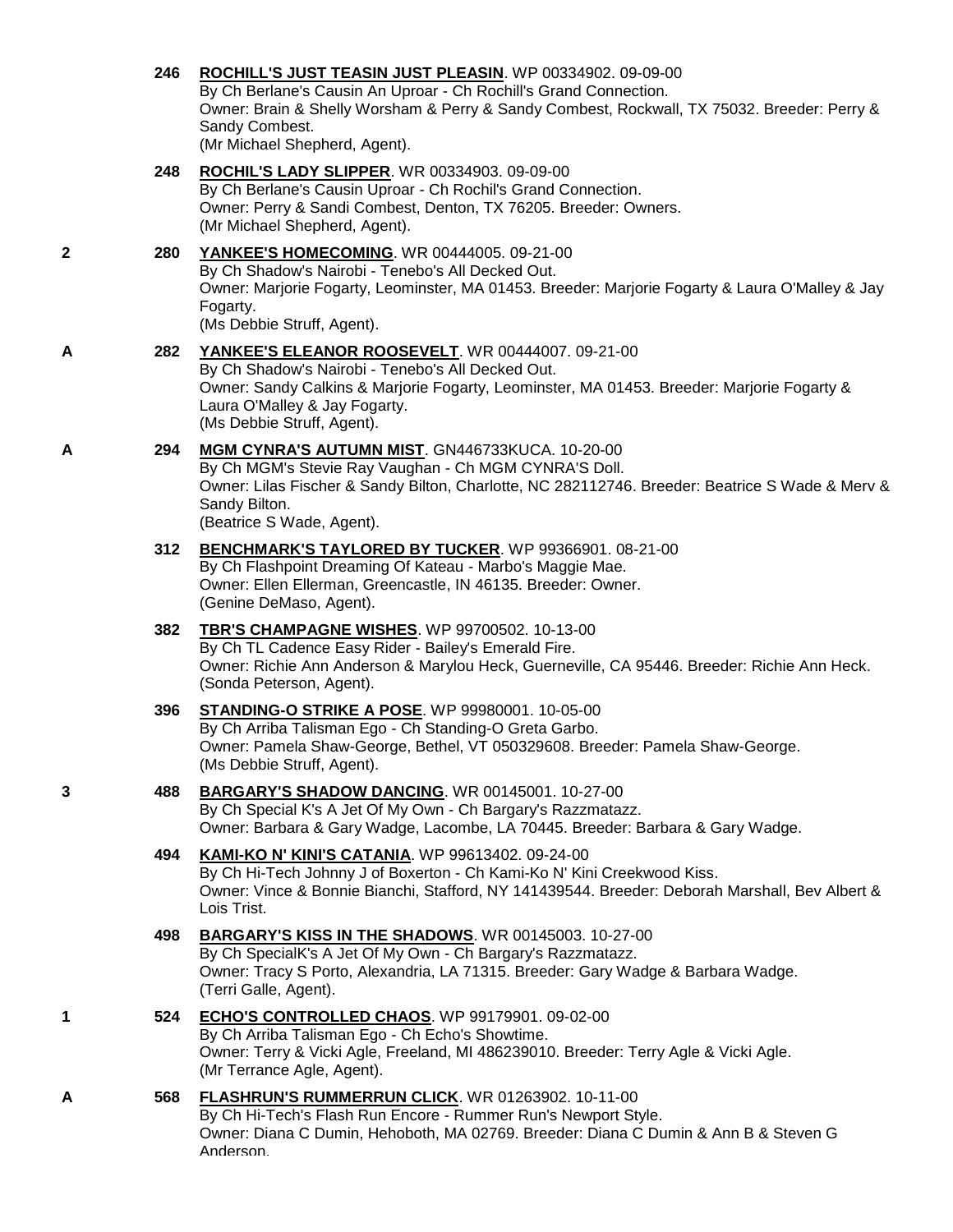246 **ROCHILL'S JUST TEASIN JUST PLEASIN**. WP 00334902. 09-09-00
By Ch Berlane's Causin An Uproar - Ch Rochill's Grand Connection.
Owner: Brain & Shelly Worsham & Perry & Sandy Combest, Rockwall, TX 75032. Breeder: Perry & Sandy Combest.
(Mr Michael Shepherd, Agent).

248 **ROCHIL'S LADY SLIPPER**. WR 00334903. 09-09-00
By Ch Berlane's Causin Uproar - Ch Rochil's Grand Connection.
Owner: Perry & Sandi Combest, Denton, TX 76205. Breeder: Owners.
(Mr Michael Shepherd, Agent).

2 — 280 **YANKEE'S HOMECOMING**. WR 00444005. 09-21-00
By Ch Shadow's Nairobi - Tenebo's All Decked Out.
Owner: Marjorie Fogarty, Leominster, MA 01453. Breeder: Marjorie Fogarty & Laura O'Malley & Jay Fogarty.
(Ms Debbie Struff, Agent).

A — 282 **YANKEE'S ELEANOR ROOSEVELT**. WR 00444007. 09-21-00
By Ch Shadow's Nairobi - Tenebo's All Decked Out.
Owner: Sandy Calkins & Marjorie Fogarty, Leominster, MA 01453. Breeder: Marjorie Fogarty & Laura O'Malley & Jay Fogarty.
(Ms Debbie Struff, Agent).

A — 294 **MGM CYNRA'S AUTUMN MIST**. GN446733KUCA. 10-20-00
By Ch MGM's Stevie Ray Vaughan - Ch MGM CYNRA'S Doll.
Owner: Lilas Fischer & Sandy Bilton, Charlotte, NC 282112746. Breeder: Beatrice S Wade & Merv & Sandy Bilton.
(Beatrice S Wade, Agent).

312 **BENCHMARK'S TAYLORED BY TUCKER**. WP 99366901. 08-21-00
By Ch Flashpoint Dreaming Of Kateau - Marbo's Maggie Mae.
Owner: Ellen Ellerman, Greencastle, IN 46135. Breeder: Owner.
(Genine DeMaso, Agent).

382 **TBR'S CHAMPAGNE WISHES**. WP 99700502. 10-13-00
By Ch TL Cadence Easy Rider - Bailey's Emerald Fire.
Owner: Richie Ann Anderson & Marylou Heck, Guerneville, CA 95446. Breeder: Richie Ann Heck.
(Sonda Peterson, Agent).

396 **STANDING-O STRIKE A POSE**. WP 99980001. 10-05-00
By Ch Arriba Talisman Ego - Ch Standing-O Greta Garbo.
Owner: Pamela Shaw-George, Bethel, VT 050329608. Breeder: Pamela Shaw-George.
(Ms Debbie Struff, Agent).

3 — 488 **BARGARY'S SHADOW DANCING**. WR 00145001. 10-27-00
By Ch Special K's A Jet Of My Own - Ch Bargary's Razzmatazz.
Owner: Barbara & Gary Wadge, Lacombe, LA 70445. Breeder: Barbara & Gary Wadge.

494 **KAMI-KO N' KINI'S CATANIA**. WP 99613402. 09-24-00
By Ch Hi-Tech Johnny J of Boxerton - Ch Kami-Ko N' Kini Creekwood Kiss.
Owner: Vince & Bonnie Bianchi, Stafford, NY 141439544. Breeder: Deborah Marshall, Bev Albert & Lois Trist.

498 **BARGARY'S KISS IN THE SHADOWS**. WR 00145003. 10-27-00
By Ch SpecialK's A Jet Of My Own - Ch Bargary's Razzmatazz.
Owner: Tracy S Porto, Alexandria, LA 71315. Breeder: Gary Wadge & Barbara Wadge.
(Terri Galle, Agent).

1 — 524 **ECHO'S CONTROLLED CHAOS**. WP 99179901. 09-02-00
By Ch Arriba Talisman Ego - Ch Echo's Showtime.
Owner: Terry & Vicki Agle, Freeland, MI 486239010. Breeder: Terry Agle & Vicki Agle.
(Mr Terrance Agle, Agent).

A — 568 **FLASHRUN'S RUMMERRUN CLICK**. WR 01263902. 10-11-00
By Ch Hi-Tech's Flash Run Encore - Rummer Run's Newport Style.
Owner: Diana C Dumin, Hehoboth, MA 02769. Breeder: Diana C Dumin & Ann B & Steven G Anderson.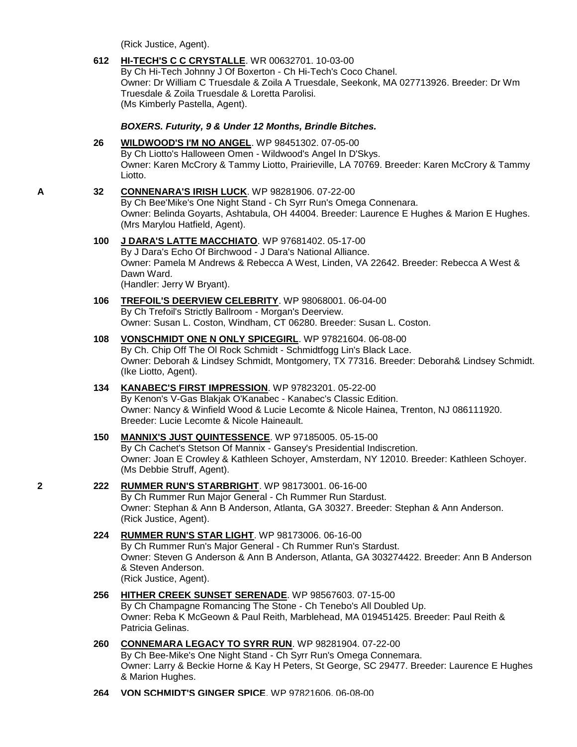(Rick Justice, Agent).

**612** **HI-TECH'S C C CRYSTALLE**. WR 00632701. 10-03-00
By Ch Hi-Tech Johnny J Of Boxerton - Ch Hi-Tech's Coco Chanel.
Owner: Dr William C Truesdale & Zoila A Truesdale, Seekonk, MA 027713926. Breeder: Dr Wm Truesdale & Zoila Truesdale & Loretta Parolisi.
(Ms Kimberly Pastella, Agent).

### *BOXERS. Futurity, 9 & Under 12 Months, Brindle Bitches.*

**26** **WILDWOOD'S I'M NO ANGEL**. WP 98451302. 07-05-00
By Ch Liotto's Halloween Omen - Wildwood's Angel In D'Skys.
Owner: Karen McCrory & Tammy Liotto, Prairieville, LA 70769. Breeder: Karen McCrory & Tammy Liotto.

A **32** **CONNENARA'S IRISH LUCK**. WP 98281906. 07-22-00
By Ch Bee'Mike's One Night Stand - Ch Syrr Run's Omega Connenara.
Owner: Belinda Goyarts, Ashtabula, OH 44004. Breeder: Laurence E Hughes & Marion E Hughes.
(Mrs Marylou Hatfield, Agent).

**100** **J DARA'S LATTE MACCHIATO**. WP 97681402. 05-17-00
By J Dara's Echo Of Birchwood - J Dara's National Alliance.
Owner: Pamela M Andrews & Rebecca A West, Linden, VA 22642. Breeder: Rebecca A West & Dawn Ward.
(Handler: Jerry W Bryant).

**106** **TREFOIL'S DEERVIEW CELEBRITY**. WP 98068001. 06-04-00
By Ch Trefoil's Strictly Ballroom - Morgan's Deerview.
Owner: Susan L. Coston, Windham, CT 06280. Breeder: Susan L. Coston.

**108** **VONSCHMIDT ONE N ONLY SPICEGIRL**. WP 97821604. 06-08-00
By Ch. Chip Off The Ol Rock Schmidt - Schmidtfogg Lin's Black Lace.
Owner: Deborah & Lindsey Schmidt, Montgomery, TX 77316. Breeder: Deborah& Lindsey Schmidt.
(Ike Liotto, Agent).

**134** **KANABEC'S FIRST IMPRESSION**. WP 97823201. 05-22-00
By Kenon's V-Gas Blakjak O'Kanabec - Kanabec's Classic Edition.
Owner: Nancy & Winfield Wood & Lucie Lecomte & Nicole Hainea, Trenton, NJ 086111920.
Breeder: Lucie Lecomte & Nicole Haineault.

**150** **MANNIX'S JUST QUINTESSENCE**. WP 97185005. 05-15-00
By Ch Cachet's Stetson Of Mannix - Gansey's Presidential Indiscretion.
Owner: Joan E Crowley & Kathleen Schoyer, Amsterdam, NY 12010. Breeder: Kathleen Schoyer.
(Ms Debbie Struff, Agent).

2 **222** **RUMMER RUN'S STARBRIGHT**. WP 98173001. 06-16-00
By Ch Rummer Run Major General - Ch Rummer Run Stardust.
Owner: Stephan & Ann B Anderson, Atlanta, GA 30327. Breeder: Stephan & Ann Anderson.
(Rick Justice, Agent).

**224** **RUMMER RUN'S STAR LIGHT**. WP 98173006. 06-16-00
By Ch Rummer Run's Major General - Ch Rummer Run's Stardust.
Owner: Steven G Anderson & Ann B Anderson, Atlanta, GA 303274422. Breeder: Ann B Anderson & Steven Anderson.
(Rick Justice, Agent).

**256** **HITHER CREEK SUNSET SERENADE**. WP 98567603. 07-15-00
By Ch Champagne Romancing The Stone - Ch Tenebo's All Doubled Up.
Owner: Reba K McGeown & Paul Reith, Marblehead, MA 019451425. Breeder: Paul Reith & Patricia Gelinas.

**260** **CONNEMARA LEGACY TO SYRR RUN**. WP 98281904. 07-22-00
By Ch Bee-Mike's One Night Stand - Ch Syrr Run's Omega Connemara.
Owner: Larry & Beckie Horne & Kay H Peters, St George, SC 29477. Breeder: Laurence E Hughes & Marion Hughes.

**264** **VON SCHMIDT'S GINGER SPICE**. WP 97821606. 06-08-00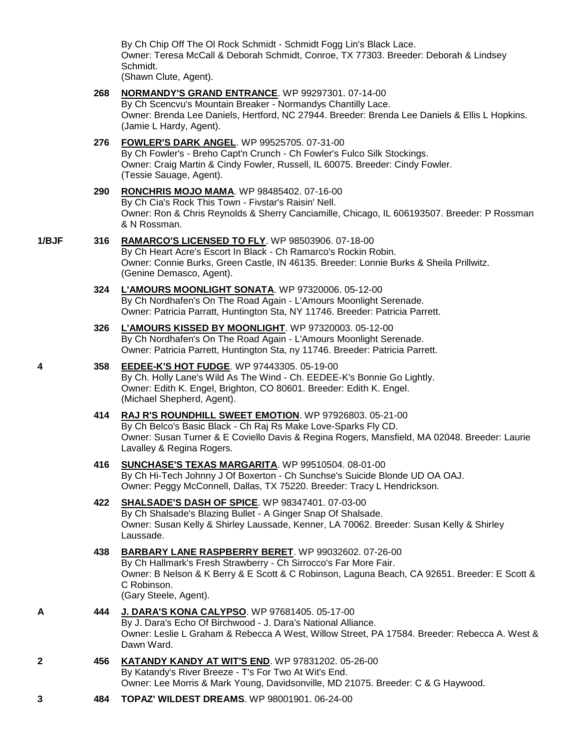By Ch Chip Off The Ol Rock Schmidt - Schmidt Fogg Lin's Black Lace.
Owner: Teresa McCall & Deborah Schmidt, Conroe, TX 77303. Breeder: Deborah & Lindsey Schmidt.
(Shawn Clute, Agent).

**268** **NORMANDY'S GRAND ENTRANCE**. WP 99297301. 07-14-00
By Ch Scencvu's Mountain Breaker - Normandys Chantilly Lace.
Owner: Brenda Lee Daniels, Hertford, NC 27944. Breeder: Brenda Lee Daniels & Ellis L Hopkins.
(Jamie L Hardy, Agent).

**276** **FOWLER'S DARK ANGEL**. WP 99525705. 07-31-00
By Ch Fowler's - Breho Capt'n Crunch - Ch Fowler's Fulco Silk Stockings.
Owner: Craig Martin & Cindy Fowler, Russell, IL 60075. Breeder: Cindy Fowler.
(Tessie Sauage, Agent).

**290** **RONCHRIS MOJO MAMA**. WP 98485402. 07-16-00
By Ch Cia's Rock This Town - Fivstar's Raisin' Nell.
Owner: Ron & Chris Reynolds & Sherry Canciamille, Chicago, IL 606193507. Breeder: P Rossman & N Rossman.

**1/BJF** **316** **RAMARCO'S LICENSED TO FLY**. WP 98503906. 07-18-00
By Ch Heart Acre's Escort In Black - Ch Ramarco's Rockin Robin.
Owner: Connie Burks, Green Castle, IN 46135. Breeder: Lonnie Burks & Sheila Prillwitz.
(Genine Demasco, Agent).

**324** **L'AMOURS MOONLIGHT SONATA**. WP 97320006. 05-12-00
By Ch Nordhafen's On The Road Again - L'Amours Moonlight Serenade.
Owner: Patricia Parratt, Huntington Sta, NY 11746. Breeder: Patricia Parrett.

**326** **L'AMOURS KISSED BY MOONLIGHT**. WP 97320003. 05-12-00
By Ch Nordhafen's On The Road Again - L'Amours Moonlight Serenade.
Owner: Patricia Parrett, Huntington Sta, ny 11746. Breeder: Patricia Parrett.

**4** **358** **EEDEE-K'S HOT FUDGE**. WP 97443305. 05-19-00
By Ch. Holly Lane's Wild As The Wind - Ch. EEDEE-K's Bonnie Go Lightly.
Owner: Edith K. Engel, Brighton, CO 80601. Breeder: Edith K. Engel.
(Michael Shepherd, Agent).

**414** **RAJ R'S ROUNDHILL SWEET EMOTION**. WP 97926803. 05-21-00
By Ch Belco's Basic Black - Ch Raj Rs Make Love-Sparks Fly CD.
Owner: Susan Turner & E Coviello Davis & Regina Rogers, Mansfield, MA 02048. Breeder: Laurie Lavalley & Regina Rogers.

**416** **SUNCHASE'S TEXAS MARGARITA**. WP 99510504. 08-01-00
By Ch Hi-Tech Johnny J Of Boxerton - Ch Sunchse's Suicide Blonde UD OA OAJ.
Owner: Peggy McConnell, Dallas, TX 75220. Breeder: Tracy L Hendrickson.

**422** **SHALSADE'S DASH OF SPICE**. WP 98347401. 07-03-00
By Ch Shalsade's Blazing Bullet - A Ginger Snap Of Shalsade.
Owner: Susan Kelly & Shirley Laussade, Kenner, LA 70062. Breeder: Susan Kelly & Shirley Laussade.

**438** **BARBARY LANE RASPBERRY BERET**. WP 99032602. 07-26-00
By Ch Hallmark's Fresh Strawberry - Ch Sirrocco's Far More Fair.
Owner: B Nelson & K Berry & E Scott & C Robinson, Laguna Beach, CA 92651. Breeder: E Scott & C Robinson.
(Gary Steele, Agent).

**A** **444** **J. DARA'S KONA CALYPSO**. WP 97681405. 05-17-00
By J. Dara's Echo Of Birchwood - J. Dara's National Alliance.
Owner: Leslie L Graham & Rebecca A West, Willow Street, PA 17584. Breeder: Rebecca A. West & Dawn Ward.

**2** **456** **KATANDY KANDY AT WIT'S END**. WP 97831202. 05-26-00
By Katandy's River Breeze - T's For Two At Wit's End.
Owner: Lee Morris & Mark Young, Davidsonville, MD 21075. Breeder: C & G Haywood.

**3** **484** **TOPAZ' WILDEST DREAMS**. WP 98001901. 06-24-00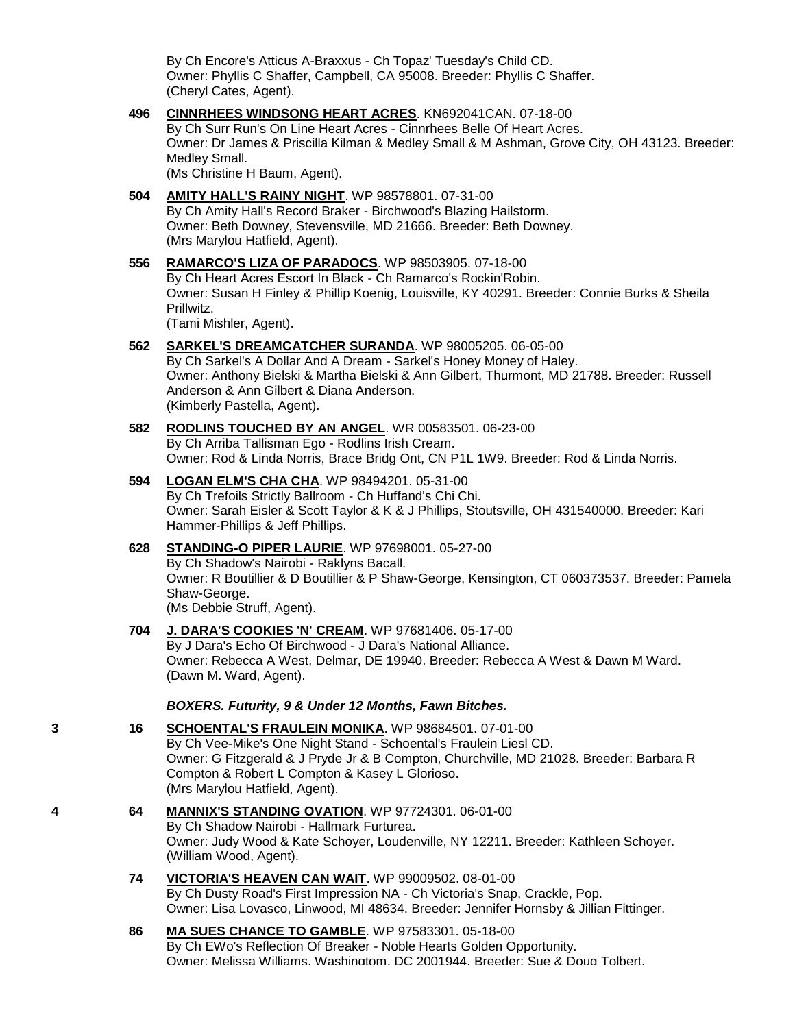By Ch Encore's Atticus A-Braxxus - Ch Topaz' Tuesday's Child CD.
Owner: Phyllis C Shaffer, Campbell, CA 95008. Breeder: Phyllis C Shaffer.
(Cheryl Cates, Agent).

**496** **CINNRHEES WINDSONG HEART ACRES**. KN692041CAN. 07-18-00
By Ch Surr Run's On Line Heart Acres - Cinnrhees Belle Of Heart Acres.
Owner: Dr James & Priscilla Kilman & Medley Small & M Ashman, Grove City, OH 43123. Breeder: Medley Small.
(Ms Christine H Baum, Agent).

**504** **AMITY HALL'S RAINY NIGHT**. WP 98578801. 07-31-00
By Ch Amity Hall's Record Braker - Birchwood's Blazing Hailstorm.
Owner: Beth Downey, Stevensville, MD 21666. Breeder: Beth Downey.
(Mrs Marylou Hatfield, Agent).

**556** **RAMARCO'S LIZA OF PARADOCS**. WP 98503905. 07-18-00
By Ch Heart Acres Escort In Black - Ch Ramarco's Rockin'Robin.
Owner: Susan H Finley & Phillip Koenig, Louisville, KY 40291. Breeder: Connie Burks & Sheila Prillwitz.
(Tami Mishler, Agent).

**562** **SARKEL'S DREAMCATCHER SURANDA**. WP 98005205. 06-05-00
By Ch Sarkel's A Dollar And A Dream - Sarkel's Honey Money of Haley.
Owner: Anthony Bielski & Martha Bielski & Ann Gilbert, Thurmont, MD 21788. Breeder: Russell Anderson & Ann Gilbert & Diana Anderson.
(Kimberly Pastella, Agent).

**582** **RODLINS TOUCHED BY AN ANGEL**. WR 00583501. 06-23-00
By Ch Arriba Tallisman Ego - Rodlins Irish Cream.
Owner: Rod & Linda Norris, Brace Bridg Ont, CN P1L 1W9. Breeder: Rod & Linda Norris.

**594** **LOGAN ELM'S CHA CHA**. WP 98494201. 05-31-00
By Ch Trefoils Strictly Ballroom - Ch Huffand's Chi Chi.
Owner: Sarah Eisler & Scott Taylor & K & J Phillips, Stoutsville, OH 431540000. Breeder: Kari Hammer-Phillips & Jeff Phillips.

**628** **STANDING-O PIPER LAURIE**. WP 97698001. 05-27-00
By Ch Shadow's Nairobi - Raklyns Bacall.
Owner: R Boutillier & D Boutillier & P Shaw-George, Kensington, CT 060373537. Breeder: Pamela Shaw-George.
(Ms Debbie Struff, Agent).

**704** **J. DARA'S COOKIES 'N' CREAM**. WP 97681406. 05-17-00
By J Dara's Echo Of Birchwood - J Dara's National Alliance.
Owner: Rebecca A West, Delmar, DE 19940. Breeder: Rebecca A West & Dawn M Ward.
(Dawn M. Ward, Agent).

***BOXERS. Futurity, 9 & Under 12 Months, Fawn Bitches.***

3 **16** **SCHOENTAL'S FRAULEIN MONIKA**. WP 98684501. 07-01-00
By Ch Vee-Mike's One Night Stand - Schoental's Fraulein Liesl CD.
Owner: G Fitzgerald & J Pryde Jr & B Compton, Churchville, MD 21028. Breeder: Barbara R Compton & Robert L Compton & Kasey L Glorioso.
(Mrs Marylou Hatfield, Agent).

4 **64** **MANNIX'S STANDING OVATION**. WP 97724301. 06-01-00
By Ch Shadow Nairobi - Hallmark Furturea.
Owner: Judy Wood & Kate Schoyer, Loudenville, NY 12211. Breeder: Kathleen Schoyer.
(William Wood, Agent).

**74** **VICTORIA'S HEAVEN CAN WAIT**. WP 99009502. 08-01-00
By Ch Dusty Road's First Impression NA - Ch Victoria's Snap, Crackle, Pop.
Owner: Lisa Lovasco, Linwood, MI 48634. Breeder: Jennifer Hornsby & Jillian Fittinger.

**86** **MA SUES CHANCE TO GAMBLE**. WP 97583301. 05-18-00
By Ch EWo's Reflection Of Breaker - Noble Hearts Golden Opportunity.
Owner: Melissa Williams, Washingtom, DC 2001944. Breeder: Sue & Doug Tolbert.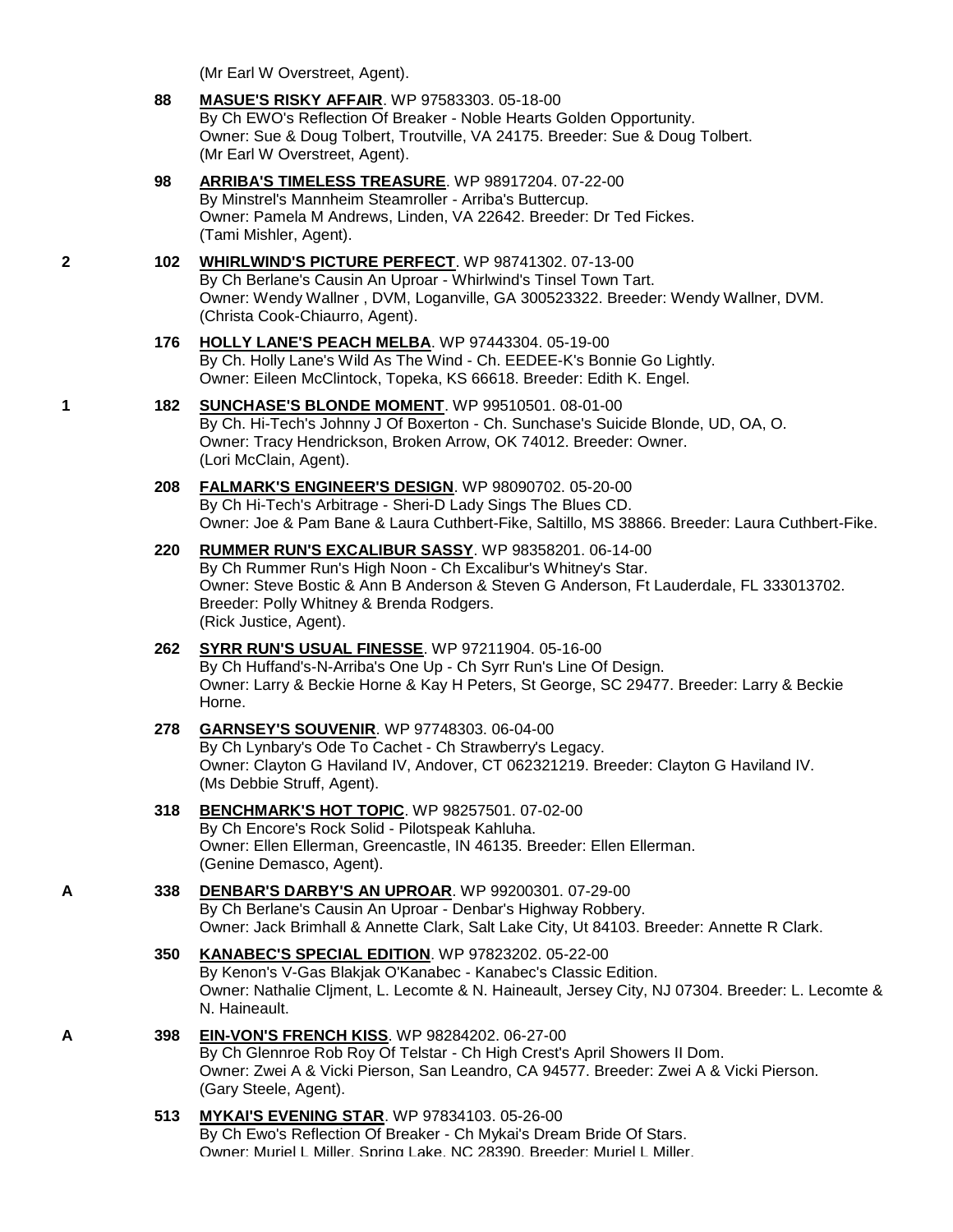(Mr Earl W Overstreet, Agent).

**88** **MASUE'S RISKY AFFAIR**. WP 97583303. 05-18-00
By Ch EWO's Reflection Of Breaker - Noble Hearts Golden Opportunity.
Owner: Sue & Doug Tolbert, Troutville, VA 24175. Breeder: Sue & Doug Tolbert.
(Mr Earl W Overstreet, Agent).

**98** **ARRIBA'S TIMELESS TREASURE**. WP 98917204. 07-22-00
By Minstrel's Mannheim Steamroller - Arriba's Buttercup.
Owner: Pamela M Andrews, Linden, VA 22642. Breeder: Dr Ted Fickes.
(Tami Mishler, Agent).

**2** **102** **WHIRLWIND'S PICTURE PERFECT**. WP 98741302. 07-13-00
By Ch Berlane's Causin An Uproar - Whirlwind's Tinsel Town Tart.
Owner: Wendy Wallner , DVM, Loganville, GA 300523322. Breeder: Wendy Wallner, DVM.
(Christa Cook-Chiaurro, Agent).

**176** **HOLLY LANE'S PEACH MELBA**. WP 97443304. 05-19-00
By Ch. Holly Lane's Wild As The Wind - Ch. EEDEE-K's Bonnie Go Lightly.
Owner: Eileen McClintock, Topeka, KS 66618. Breeder: Edith K. Engel.

**1** **182** **SUNCHASE'S BLONDE MOMENT**. WP 99510501. 08-01-00
By Ch. Hi-Tech's Johnny J Of Boxerton - Ch. Sunchase's Suicide Blonde, UD, OA, O.
Owner: Tracy Hendrickson, Broken Arrow, OK 74012. Breeder: Owner.
(Lori McClain, Agent).

**208** **FALMARK'S ENGINEER'S DESIGN**. WP 98090702. 05-20-00
By Ch Hi-Tech's Arbitrage - Sheri-D Lady Sings The Blues CD.
Owner: Joe & Pam Bane & Laura Cuthbert-Fike, Saltillo, MS 38866. Breeder: Laura Cuthbert-Fike.

**220** **RUMMER RUN'S EXCALIBUR SASSY**. WP 98358201. 06-14-00
By Ch Rummer Run's High Noon - Ch Excalibur's Whitney's Star.
Owner: Steve Bostic & Ann B Anderson & Steven G Anderson, Ft Lauderdale, FL 333013702.
Breeder: Polly Whitney & Brenda Rodgers.
(Rick Justice, Agent).

**262** **SYRR RUN'S USUAL FINESSE**. WP 97211904. 05-16-00
By Ch Huffand's-N-Arriba's One Up - Ch Syrr Run's Line Of Design.
Owner: Larry & Beckie Horne & Kay H Peters, St George, SC 29477. Breeder: Larry & Beckie Horne.

**278** **GARNSEY'S SOUVENIR**. WP 97748303. 06-04-00
By Ch Lynbary's Ode To Cachet - Ch Strawberry's Legacy.
Owner: Clayton G Haviland IV, Andover, CT 062321219. Breeder: Clayton G Haviland IV.
(Ms Debbie Struff, Agent).

**318** **BENCHMARK'S HOT TOPIC**. WP 98257501. 07-02-00
By Ch Encore's Rock Solid - Pilotspeak Kahluha.
Owner: Ellen Ellerman, Greencastle, IN 46135. Breeder: Ellen Ellerman.
(Genine Demasco, Agent).

**A** **338** **DENBAR'S DARBY'S AN UPROAR**. WP 99200301. 07-29-00
By Ch Berlane's Causin An Uproar - Denbar's Highway Robbery.
Owner: Jack Brimhall & Annette Clark, Salt Lake City, Ut 84103. Breeder: Annette R Clark.

**350** **KANABEC'S SPECIAL EDITION**. WP 97823202. 05-22-00
By Kenon's V-Gas Blakjak O'Kanabec - Kanabec's Classic Edition.
Owner: Nathalie Cljment, L. Lecomte & N. Haineault, Jersey City, NJ 07304. Breeder: L. Lecomte & N. Haineault.

**A** **398** **EIN-VON'S FRENCH KISS**. WP 98284202. 06-27-00
By Ch Glennroe Rob Roy Of Telstar - Ch High Crest's April Showers II Dom.
Owner: Zwei A & Vicki Pierson, San Leandro, CA 94577. Breeder: Zwei A & Vicki Pierson.
(Gary Steele, Agent).

**513** **MYKAI'S EVENING STAR**. WP 97834103. 05-26-00
By Ch Ewo's Reflection Of Breaker - Ch Mykai's Dream Bride Of Stars.
Owner: Muriel L Miller, Spring Lake, NC 28390. Breeder: Muriel L Miller.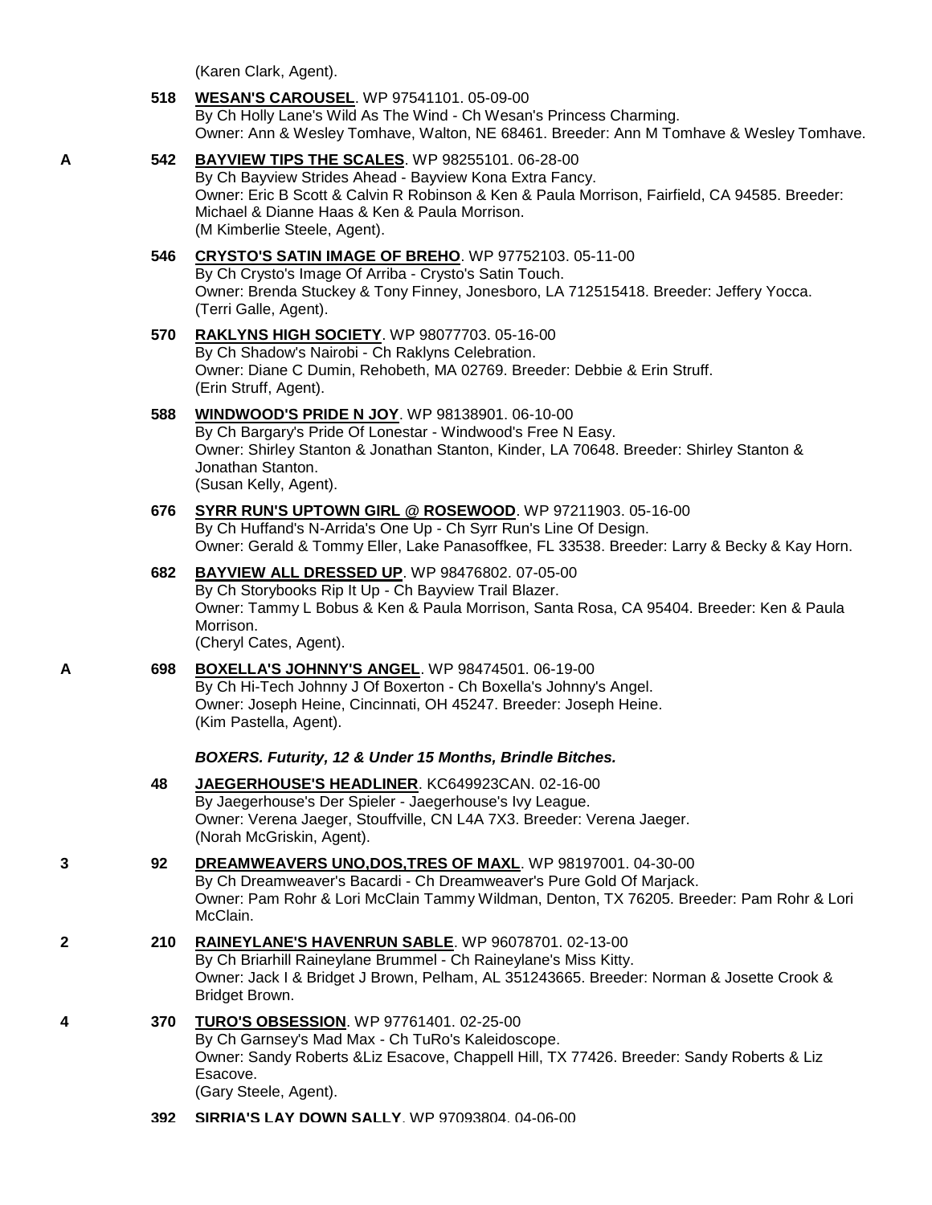(Karen Clark, Agent).

**518** **WESAN'S CAROUSEL**. WP 97541101. 05-09-00
By Ch Holly Lane's Wild As The Wind - Ch Wesan's Princess Charming.
Owner: Ann & Wesley Tomhave, Walton, NE 68461. Breeder: Ann M Tomhave & Wesley Tomhave.

A **542** **BAYVIEW TIPS THE SCALES**. WP 98255101. 06-28-00
By Ch Bayview Strides Ahead - Bayview Kona Extra Fancy.
Owner: Eric B Scott & Calvin R Robinson & Ken & Paula Morrison, Fairfield, CA 94585. Breeder: Michael & Dianne Haas & Ken & Paula Morrison.
(M Kimberlie Steele, Agent).

**546** **CRYSTO'S SATIN IMAGE OF BREHO**. WP 97752103. 05-11-00
By Ch Crysto's Image Of Arriba - Crysto's Satin Touch.
Owner: Brenda Stuckey & Tony Finney, Jonesboro, LA 712515418. Breeder: Jeffery Yocca.
(Terri Galle, Agent).

**570** **RAKLYNS HIGH SOCIETY**. WP 98077703. 05-16-00
By Ch Shadow's Nairobi - Ch Raklyns Celebration.
Owner: Diane C Dumin, Rehobeth, MA 02769. Breeder: Debbie & Erin Struff.
(Erin Struff, Agent).

**588** **WINDWOOD'S PRIDE N JOY**. WP 98138901. 06-10-00
By Ch Bargary's Pride Of Lonestar - Windwood's Free N Easy.
Owner: Shirley Stanton & Jonathan Stanton, Kinder, LA 70648. Breeder: Shirley Stanton & Jonathan Stanton.
(Susan Kelly, Agent).

**676** **SYRR RUN'S UPTOWN GIRL @ ROSEWOOD**. WP 97211903. 05-16-00
By Ch Huffand's N-Arrida's One Up - Ch Syrr Run's Line Of Design.
Owner: Gerald & Tommy Eller, Lake Panasoffkee, FL 33538. Breeder: Larry & Becky & Kay Horn.

**682** **BAYVIEW ALL DRESSED UP**. WP 98476802. 07-05-00
By Ch Storybooks Rip It Up - Ch Bayview Trail Blazer.
Owner: Tammy L Bobus & Ken & Paula Morrison, Santa Rosa, CA 95404. Breeder: Ken & Paula Morrison.
(Cheryl Cates, Agent).

A **698** **BOXELLA'S JOHNNY'S ANGEL**. WP 98474501. 06-19-00
By Ch Hi-Tech Johnny J Of Boxerton - Ch Boxella's Johnny's Angel.
Owner: Joseph Heine, Cincinnati, OH 45247. Breeder: Joseph Heine.
(Kim Pastella, Agent).

***BOXERS. Futurity, 12 & Under 15 Months, Brindle Bitches.***

**48** **JAEGERHOUSE'S HEADLINER**. KC649923CAN. 02-16-00
By Jaegerhouse's Der Spieler - Jaegerhouse's Ivy League.
Owner: Verena Jaeger, Stouffville, CN L4A 7X3. Breeder: Verena Jaeger.
(Norah McGriskin, Agent).

3 **92** **DREAMWEAVERS UNO,DOS,TRES OF MAXL**. WP 98197001. 04-30-00
By Ch Dreamweaver's Bacardi - Ch Dreamweaver's Pure Gold Of Marjack.
Owner: Pam Rohr & Lori McClain Tammy Wildman, Denton, TX 76205. Breeder: Pam Rohr & Lori McClain.

2 **210** **RAINEYLANE'S HAVENRUN SABLE**. WP 96078701. 02-13-00
By Ch Briarhill Raineylane Brummel - Ch Raineylane's Miss Kitty.
Owner: Jack I & Bridget J Brown, Pelham, AL 351243665. Breeder: Norman & Josette Crook & Bridget Brown.

4 **370** **TURO'S OBSESSION**. WP 97761401. 02-25-00
By Ch Garnsey's Mad Max - Ch TuRo's Kaleidoscope.
Owner: Sandy Roberts &Liz Esacove, Chappell Hill, TX 77426. Breeder: Sandy Roberts & Liz Esacove.
(Gary Steele, Agent).

**392** **SIRRIA'S LAY DOWN SALLY**. WP 97093804. 04-06-00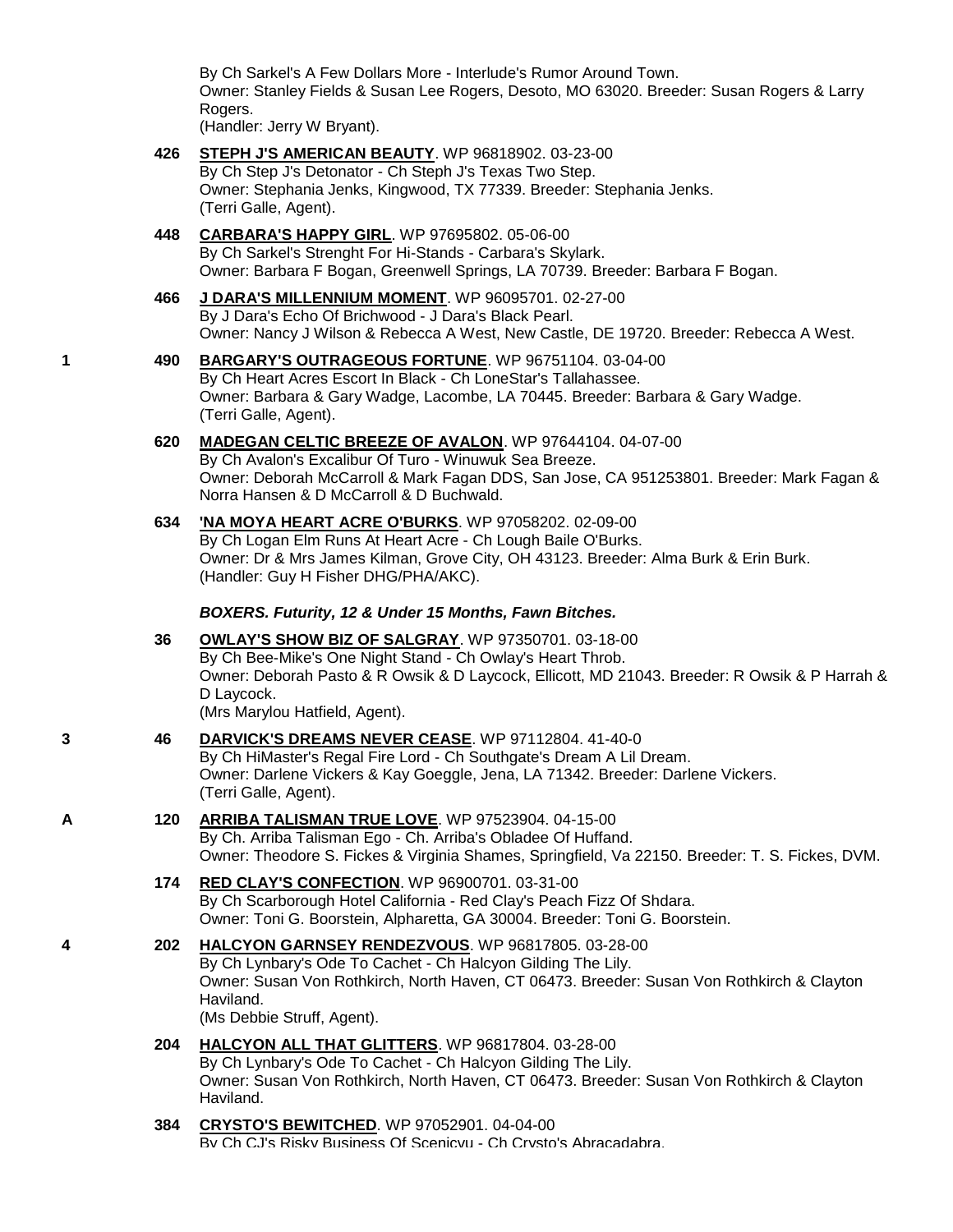By Ch Sarkel's A Few Dollars More - Interlude's Rumor Around Town.
Owner: Stanley Fields & Susan Lee Rogers, Desoto, MO 63020. Breeder: Susan Rogers & Larry Rogers.
(Handler: Jerry W Bryant).

**426** **STEPH J'S AMERICAN BEAUTY**. WP 96818902. 03-23-00
By Ch Step J's Detonator - Ch Steph J's Texas Two Step.
Owner: Stephania Jenks, Kingwood, TX 77339. Breeder: Stephania Jenks.
(Terri Galle, Agent).

**448** **CARBARA'S HAPPY GIRL**. WP 97695802. 05-06-00
By Ch Sarkel's Strenght For Hi-Stands - Carbara's Skylark.
Owner: Barbara F Bogan, Greenwell Springs, LA 70739. Breeder: Barbara F Bogan.

**466** **J DARA'S MILLENNIUM MOMENT**. WP 96095701. 02-27-00
By J Dara's Echo Of Brichwood - J Dara's Black Pearl.
Owner: Nancy J Wilson & Rebecca A West, New Castle, DE 19720. Breeder: Rebecca A West.

1 **490** **BARGARY'S OUTRAGEOUS FORTUNE**. WP 96751104. 03-04-00
By Ch Heart Acres Escort In Black - Ch LoneStar's Tallahassee.
Owner: Barbara & Gary Wadge, Lacombe, LA 70445. Breeder: Barbara & Gary Wadge.
(Terri Galle, Agent).

**620** **MADEGAN CELTIC BREEZE OF AVALON**. WP 97644104. 04-07-00
By Ch Avalon's Excalibur Of Turo - Winuwuk Sea Breeze.
Owner: Deborah McCarroll & Mark Fagan DDS, San Jose, CA 951253801. Breeder: Mark Fagan & Norra Hansen & D McCarroll & D Buchwald.

**634** **'NA MOYA HEART ACRE O'BURKS**. WP 97058202. 02-09-00
By Ch Logan Elm Runs At Heart Acre - Ch Lough Baile O'Burks.
Owner: Dr & Mrs James Kilman, Grove City, OH 43123. Breeder: Alma Burk & Erin Burk.
(Handler: Guy H Fisher DHG/PHA/AKC).

***BOXERS. Futurity, 12 & Under 15 Months, Fawn Bitches.***

**36** **OWLAY'S SHOW BIZ OF SALGRAY**. WP 97350701. 03-18-00
By Ch Bee-Mike's One Night Stand - Ch Owlay's Heart Throb.
Owner: Deborah Pasto & R Owsik & D Laycock, Ellicott, MD 21043. Breeder: R Owsik & P Harrah & D Laycock.
(Mrs Marylou Hatfield, Agent).

3 **46** **DARVICK'S DREAMS NEVER CEASE**. WP 97112804. 41-40-0
By Ch HiMaster's Regal Fire Lord - Ch Southgate's Dream A Lil Dream.
Owner: Darlene Vickers & Kay Goeggle, Jena, LA 71342. Breeder: Darlene Vickers.
(Terri Galle, Agent).

A **120** **ARRIBA TALISMAN TRUE LOVE**. WP 97523904. 04-15-00
By Ch. Arriba Talisman Ego - Ch. Arriba's Obladee Of Huffand.
Owner: Theodore S. Fickes & Virginia Shames, Springfield, Va 22150. Breeder: T. S. Fickes, DVM.

**174** **RED CLAY'S CONFECTION**. WP 96900701. 03-31-00
By Ch Scarborough Hotel California - Red Clay's Peach Fizz Of Shdara.
Owner: Toni G. Boorstein, Alpharetta, GA 30004. Breeder: Toni G. Boorstein.

4 **202** **HALCYON GARNSEY RENDEZVOUS**. WP 96817805. 03-28-00
By Ch Lynbary's Ode To Cachet - Ch Halcyon Gilding The Lily.
Owner: Susan Von Rothkirch, North Haven, CT 06473. Breeder: Susan Von Rothkirch & Clayton Haviland.
(Ms Debbie Struff, Agent).

**204** **HALCYON ALL THAT GLITTERS**. WP 96817804. 03-28-00
By Ch Lynbary's Ode To Cachet - Ch Halcyon Gilding The Lily.
Owner: Susan Von Rothkirch, North Haven, CT 06473. Breeder: Susan Von Rothkirch & Clayton Haviland.

**384** **CRYSTO'S BEWITCHED**. WP 97052901. 04-04-00
By Ch CJ's Risky Business Of Scenicvu - Ch Crysto's Abracadabra.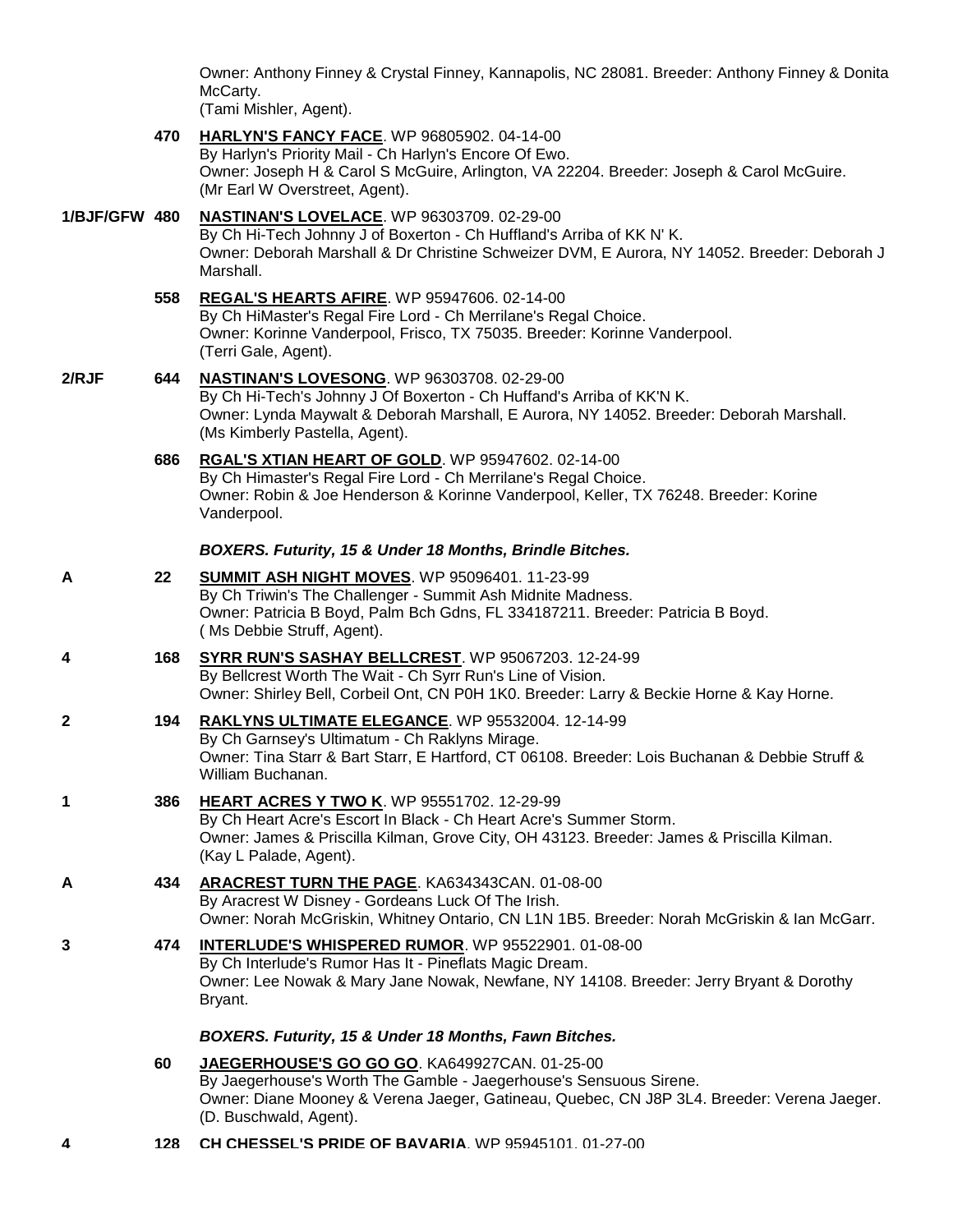Owner: Anthony Finney & Crystal Finney, Kannapolis, NC 28081. Breeder: Anthony Finney & Donita McCarty.
(Tami Mishler, Agent).

**470** **HARLYN'S FANCY FACE**. WP 96805902. 04-14-00
By Harlyn's Priority Mail - Ch Harlyn's Encore Of Ewo.
Owner: Joseph H & Carol S McGuire, Arlington, VA 22204. Breeder: Joseph & Carol McGuire.
(Mr Earl W Overstreet, Agent).

**1/BJF/GFW 480** **NASTINAN'S LOVELACE**. WP 96303709. 02-29-00
By Ch Hi-Tech Johnny J of Boxerton - Ch Huffland's Arriba of KK N' K.
Owner: Deborah Marshall & Dr Christine Schweizer DVM, E Aurora, NY 14052. Breeder: Deborah J Marshall.

**558** **REGAL'S HEARTS AFIRE**. WP 95947606. 02-14-00
By Ch HiMaster's Regal Fire Lord - Ch Merrilane's Regal Choice.
Owner: Korinne Vanderpool, Frisco, TX 75035. Breeder: Korinne Vanderpool.
(Terri Gale, Agent).

**2/RJF 644** **NASTINAN'S LOVESONG**. WP 96303708. 02-29-00
By Ch Hi-Tech's Johnny J Of Boxerton - Ch Huffand's Arriba of KK'N K.
Owner: Lynda Maywalt & Deborah Marshall, E Aurora, NY 14052. Breeder: Deborah Marshall.
(Ms Kimberly Pastella, Agent).

**686** **RGAL'S XTIAN HEART OF GOLD**. WP 95947602. 02-14-00
By Ch Himaster's Regal Fire Lord - Ch Merrilane's Regal Choice.
Owner: Robin & Joe Henderson & Korinne Vanderpool, Keller, TX 76248. Breeder: Korine Vanderpool.

***BOXERS. Futurity, 15 & Under 18 Months, Brindle Bitches.***

**A 22** **SUMMIT ASH NIGHT MOVES**. WP 95096401. 11-23-99
By Ch Triwin's The Challenger - Summit Ash Midnite Madness.
Owner: Patricia B Boyd, Palm Bch Gdns, FL 334187211. Breeder: Patricia B Boyd.
( Ms Debbie Struff, Agent).

**4 168** **SYRR RUN'S SASHAY BELLCREST**. WP 95067203. 12-24-99
By Bellcrest Worth The Wait - Ch Syrr Run's Line of Vision.
Owner: Shirley Bell, Corbeil Ont, CN P0H 1K0. Breeder: Larry & Beckie Horne & Kay Horne.

**2 194** **RAKLYNS ULTIMATE ELEGANCE**. WP 95532004. 12-14-99
By Ch Garnsey's Ultimatum - Ch Raklyns Mirage.
Owner: Tina Starr & Bart Starr, E Hartford, CT 06108. Breeder: Lois Buchanan & Debbie Struff & William Buchanan.

**1 386** **HEART ACRES Y TWO K**. WP 95551702. 12-29-99
By Ch Heart Acre's Escort In Black - Ch Heart Acre's Summer Storm.
Owner: James & Priscilla Kilman, Grove City, OH 43123. Breeder: James & Priscilla Kilman.
(Kay L Palade, Agent).

**A 434** **ARACREST TURN THE PAGE**. KA634343CAN. 01-08-00
By Aracrest W Disney - Gordeans Luck Of The Irish.
Owner: Norah McGriskin, Whitney Ontario, CN L1N 1B5. Breeder: Norah McGriskin & Ian McGarr.

**3 474** **INTERLUDE'S WHISPERED RUMOR**. WP 95522901. 01-08-00
By Ch Interlude's Rumor Has It - Pineflats Magic Dream.
Owner: Lee Nowak & Mary Jane Nowak, Newfane, NY 14108. Breeder: Jerry Bryant & Dorothy Bryant.

***BOXERS. Futurity, 15 & Under 18 Months, Fawn Bitches.***

**60** **JAEGERHOUSE'S GO GO GO**. KA649927CAN. 01-25-00
By Jaegerhouse's Worth The Gamble - Jaegerhouse's Sensuous Sirene.
Owner: Diane Mooney & Verena Jaeger, Gatineau, Quebec, CN J8P 3L4. Breeder: Verena Jaeger.
(D. Buschwald, Agent).

**4 128** **CH CHESSEL'S PRIDE OF BAVARIA**. WP 95945101. 01-27-00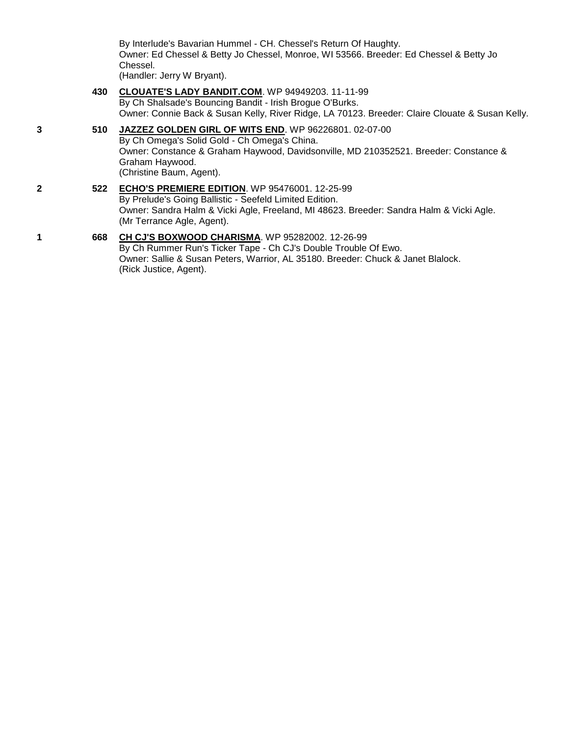By Interlude's Bavarian Hummel - CH. Chessel's Return Of Haughty.
Owner: Ed Chessel & Betty Jo Chessel, Monroe, WI 53566. Breeder: Ed Chessel & Betty Jo Chessel.
(Handler: Jerry W Bryant).

**430** **CLOUATE'S LADY BANDIT.COM**. WP 94949203. 11-11-99
By Ch Shalsade's Bouncing Bandit - Irish Brogue O'Burks.
Owner: Connie Back & Susan Kelly, River Ridge, LA 70123. Breeder: Claire Clouate & Susan Kelly.

**3** **510** **JAZZEZ GOLDEN GIRL OF WITS END**. WP 96226801. 02-07-00
By Ch Omega's Solid Gold - Ch Omega's China.
Owner: Constance & Graham Haywood, Davidsonville, MD 210352521. Breeder: Constance & Graham Haywood.
(Christine Baum, Agent).

**2** **522** **ECHO'S PREMIERE EDITION**. WP 95476001. 12-25-99
By Prelude's Going Ballistic - Seefeld Limited Edition.
Owner: Sandra Halm & Vicki Agle, Freeland, MI 48623. Breeder: Sandra Halm & Vicki Agle.
(Mr Terrance Agle, Agent).

**1** **668** **CH CJ'S BOXWOOD CHARISMA**. WP 95282002. 12-26-99
By Ch Rummer Run's Ticker Tape - Ch CJ's Double Trouble Of Ewo.
Owner: Sallie & Susan Peters, Warrior, AL 35180. Breeder: Chuck & Janet Blalock.
(Rick Justice, Agent).